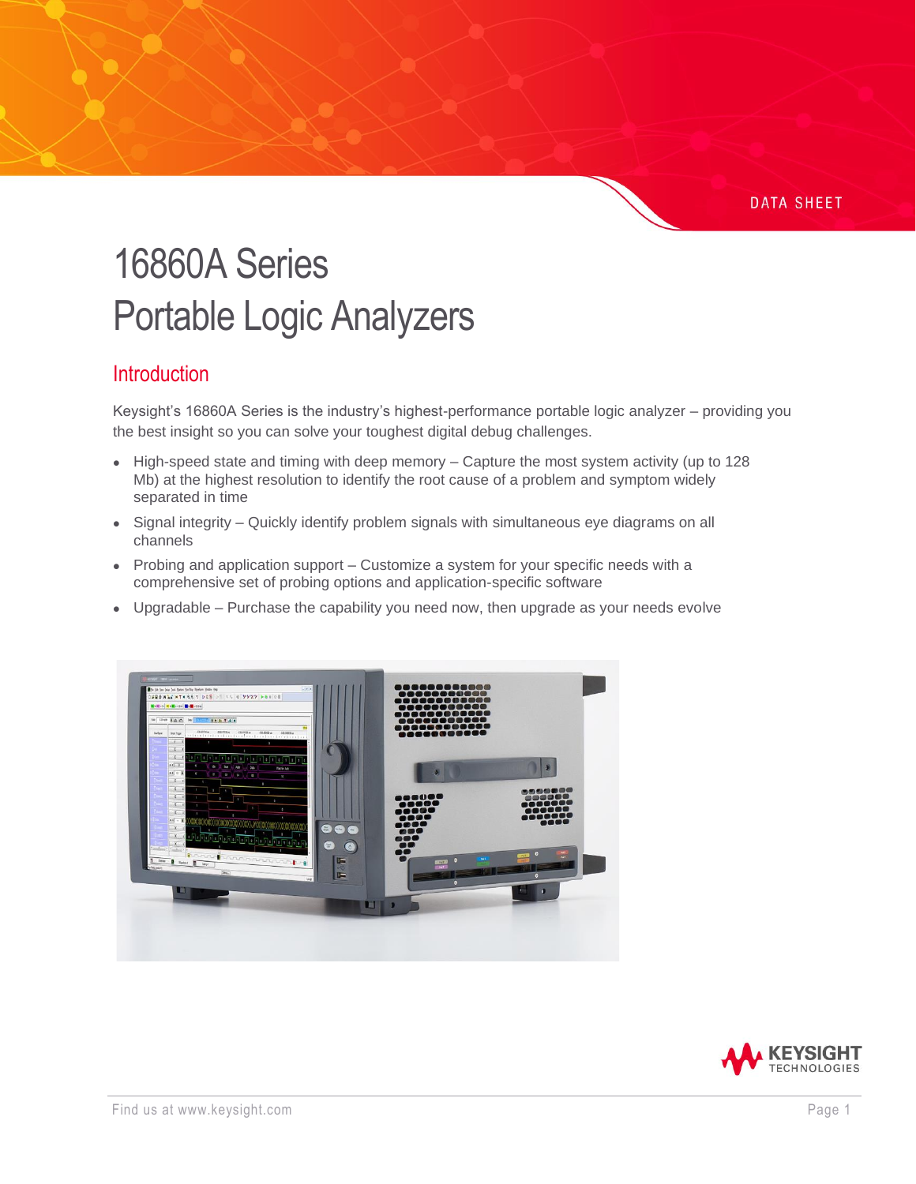DATA SHEET

# 16860A Series Portable Logic Analyzers

## Introduction

Keysight's 16860A Series is the industry's highest-performance portable logic analyzer – providing you the best insight so you can solve your toughest digital debug challenges.

- High-speed state and timing with deep memory – Capture the most system activity (up to 128 Mb) at the highest resolution to identify the root cause of a problem and symptom widely separated in time
- Signal integrity – Quickly identify problem signals with simultaneous eye diagrams on all channels
- Probing and application support – Customize a system for your specific needs with a comprehensive set of probing options and application-specific software
- Upgradable – Purchase the capability you need now, then upgrade as your needs evolve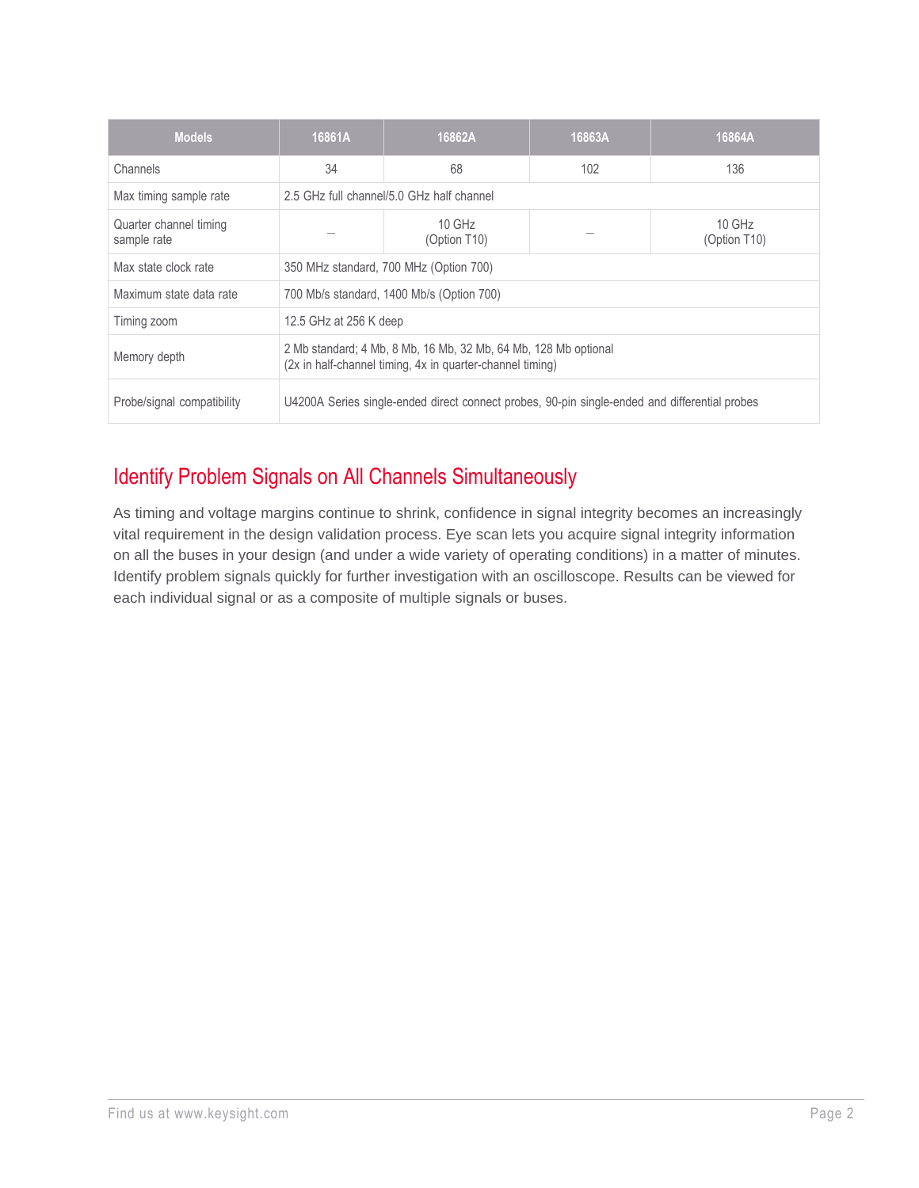| Models | 16861A | 16862A | 16863A | 16864A |
|---|---|---|---|---|
| Channels | 34 | 68 | 102 | 136 |
| Max timing sample rate | 2.5 GHz full channel/5.0 GHz half channel | | | |
| Quarter channel timing sample rate | – | 10 GHz (Option T10) | – | 10 GHz (Option T10) |
| Max state clock rate | 350 MHz standard, 700 MHz (Option 700) | | | |
| Maximum state data rate | 700 Mb/s standard, 1400 Mb/s (Option 700) | | | |
| Timing zoom | 12.5 GHz at 256 K deep | | | |
| Memory depth | 2 Mb standard; 4 Mb, 8 Mb, 16 Mb, 32 Mb, 64 Mb, 128 Mb optional (2x in half-channel timing, 4x in quarter-channel timing) | | | |
| Probe/signal compatibility | U4200A Series single-ended direct connect probes, 90-pin single-ended and differential probes | | | |

## Identify Problem Signals on All Channels Simultaneously

As timing and voltage margins continue to shrink, confidence in signal integrity becomes an increasingly vital requirement in the design validation process. Eye scan lets you acquire signal integrity information on all the buses in your design (and under a wide variety of operating conditions) in a matter of minutes. Identify problem signals quickly for further investigation with an oscilloscope. Results can be viewed for each individual signal or as a composite of multiple signals or buses.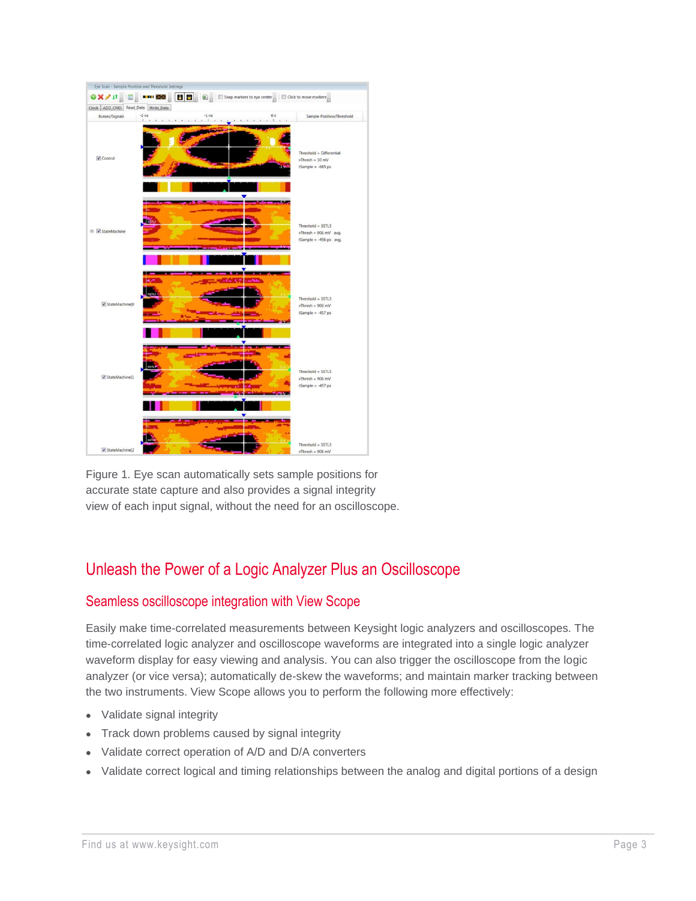Figure 1. Eye scan automatically sets sample positions for accurate state capture and also provides a signal integrity view of each input signal, without the need for an oscilloscope.

## Unleash the Power of a Logic Analyzer Plus an Oscilloscope

### Seamless oscilloscope integration with View Scope

Easily make time-correlated measurements between Keysight logic analyzers and oscilloscopes. The time-correlated logic analyzer and oscilloscope waveforms are integrated into a single logic analyzer waveform display for easy viewing and analysis. You can also trigger the oscilloscope from the logic analyzer (or vice versa); automatically de-skew the waveforms; and maintain marker tracking between the two instruments. View Scope allows you to perform the following more effectively:

- Validate signal integrity
- Track down problems caused by signal integrity
- Validate correct operation of A/D and D/A converters
- Validate correct logical and timing relationships between the analog and digital portions of a design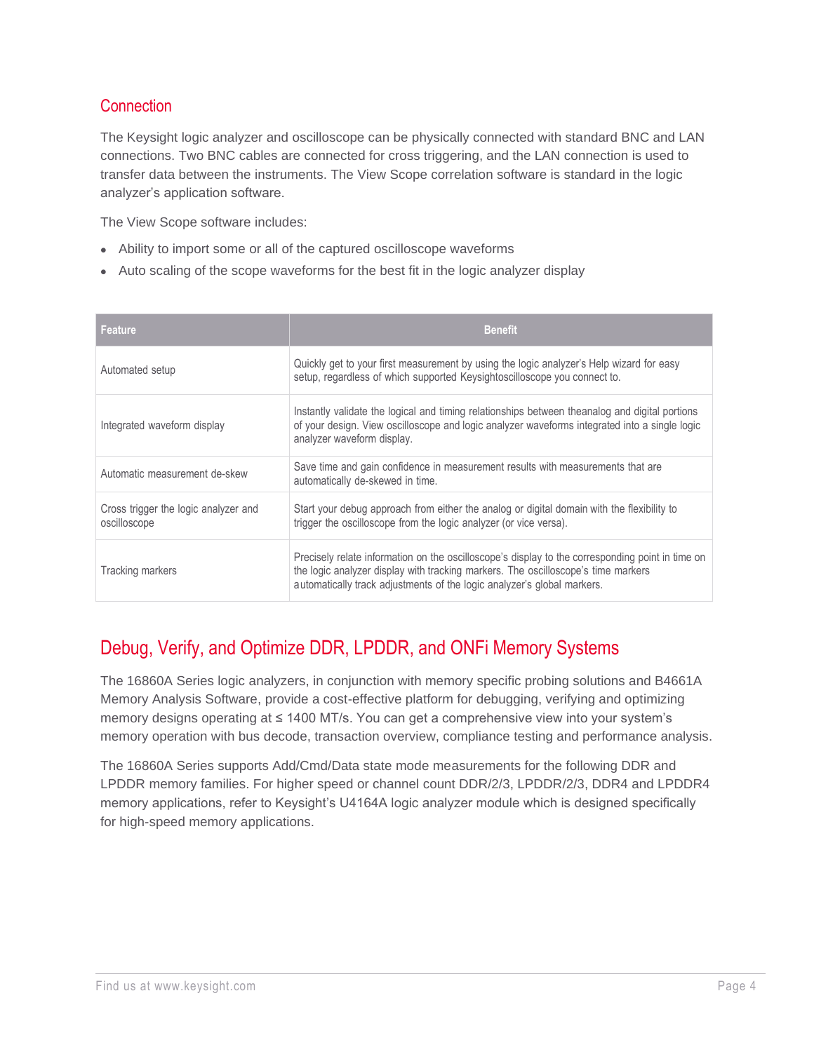## Connection

The Keysight logic analyzer and oscilloscope can be physically connected with standard BNC and LAN connections. Two BNC cables are connected for cross triggering, and the LAN connection is used to transfer data between the instruments. The View Scope correlation software is standard in the logic analyzer's application software.

The View Scope software includes:

- Ability to import some or all of the captured oscilloscope waveforms
- Auto scaling of the scope waveforms for the best fit in the logic analyzer display

| Feature | Benefit |
| --- | --- |
| Automated setup | Quickly get to your first measurement by using the logic analyzer's Help wizard for easy setup, regardless of which supported Keysightoscilloscope you connect to. |
| Integrated waveform display | Instantly validate the logical and timing relationships between theanalog and digital portions of your design. View oscilloscope and logic analyzer waveforms integrated into a single logic analyzer waveform display. |
| Automatic measurement de-skew | Save time and gain confidence in measurement results with measurements that are automatically de-skewed in time. |
| Cross trigger the logic analyzer and oscilloscope | Start your debug approach from either the analog or digital domain with the flexibility to trigger the oscilloscope from the logic analyzer (or vice versa). |
| Tracking markers | Precisely relate information on the oscilloscope's display to the corresponding point in time on the logic analyzer display with tracking markers. The oscilloscope's time markers automatically track adjustments of the logic analyzer's global markers. |

## Debug, Verify, and Optimize DDR, LPDDR, and ONFi Memory Systems

The 16860A Series logic analyzers, in conjunction with memory specific probing solutions and B4661A Memory Analysis Software, provide a cost-effective platform for debugging, verifying and optimizing memory designs operating at ≤ 1400 MT/s. You can get a comprehensive view into your system's memory operation with bus decode, transaction overview, compliance testing and performance analysis.

The 16860A Series supports Add/Cmd/Data state mode measurements for the following DDR and LPDDR memory families. For higher speed or channel count DDR/2/3, LPDDR/2/3, DDR4 and LPDDR4 memory applications, refer to Keysight's U4164A logic analyzer module which is designed specifically for high-speed memory applications.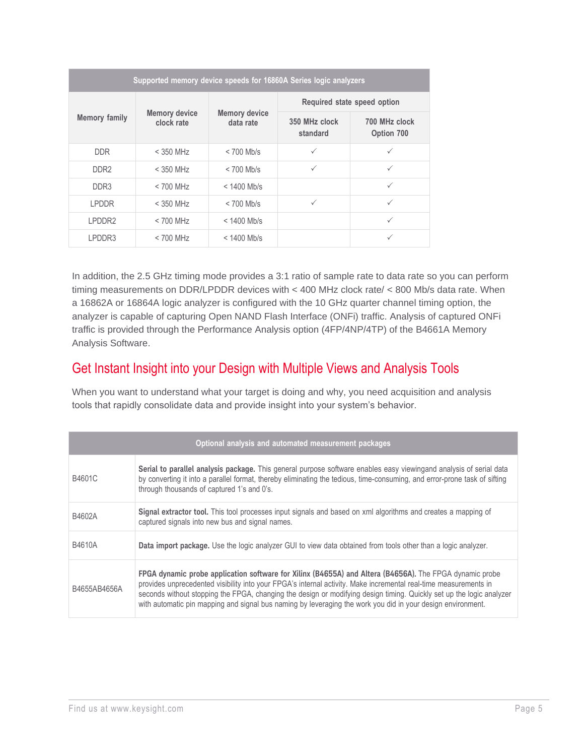| Supported memory device speeds for 16860A Series logic analyzers | | | | |
|---|---|---|---|---|
| Memory family | Memory device clock rate | Memory device data rate | Required state speed option | |
| | | | 350 MHz clock standard | 700 MHz clock Option 700 |
| DDR | < 350 MHz | < 700 Mb/s | ✓ | ✓ |
| DDR2 | < 350 MHz | < 700 Mb/s | ✓ | ✓ |
| DDR3 | < 700 MHz | < 1400 Mb/s | | ✓ |
| LPDDR | < 350 MHz | < 700 Mb/s | ✓ | ✓ |
| LPDDR2 | < 700 MHz | < 1400 Mb/s | | ✓ |
| LPDDR3 | < 700 MHz | < 1400 Mb/s | | ✓ |

In addition, the 2.5 GHz timing mode provides a 3:1 ratio of sample rate to data rate so you can perform timing measurements on DDR/LPDDR devices with < 400 MHz clock rate/ < 800 Mb/s data rate. When a 16862A or 16864A logic analyzer is configured with the 10 GHz quarter channel timing option, the analyzer is capable of capturing Open NAND Flash Interface (ONFi) traffic. Analysis of captured ONFi traffic is provided through the Performance Analysis option (4FP/4NP/4TP) of the B4661A Memory Analysis Software.

## Get Instant Insight into your Design with Multiple Views and Analysis Tools

When you want to understand what your target is doing and why, you need acquisition and analysis tools that rapidly consolidate data and provide insight into your system's behavior.

| Optional analysis and automated measurement packages | |
|---|---|
| B4601C | **Serial to parallel analysis package.** This general purpose software enables easy viewingand analysis of serial data by converting it into a parallel format, thereby eliminating the tedious, time-consuming, and error-prone task of sifting through thousands of captured 1's and 0's. |
| B4602A | **Signal extractor tool.** This tool processes input signals and based on xml algorithms and creates a mapping of captured signals into new bus and signal names. |
| B4610A | **Data import package.** Use the logic analyzer GUI to view data obtained from tools other than a logic analyzer. |
| B4655AB4656A | **FPGA dynamic probe application software for Xilinx (B4655A) and Altera (B4656A).** The FPGA dynamic probe provides unprecedented visibility into your FPGA's internal activity. Make incremental real-time measurements in seconds without stopping the FPGA, changing the design or modifying design timing. Quickly set up the logic analyzer with automatic pin mapping and signal bus naming by leveraging the work you did in your design environment. |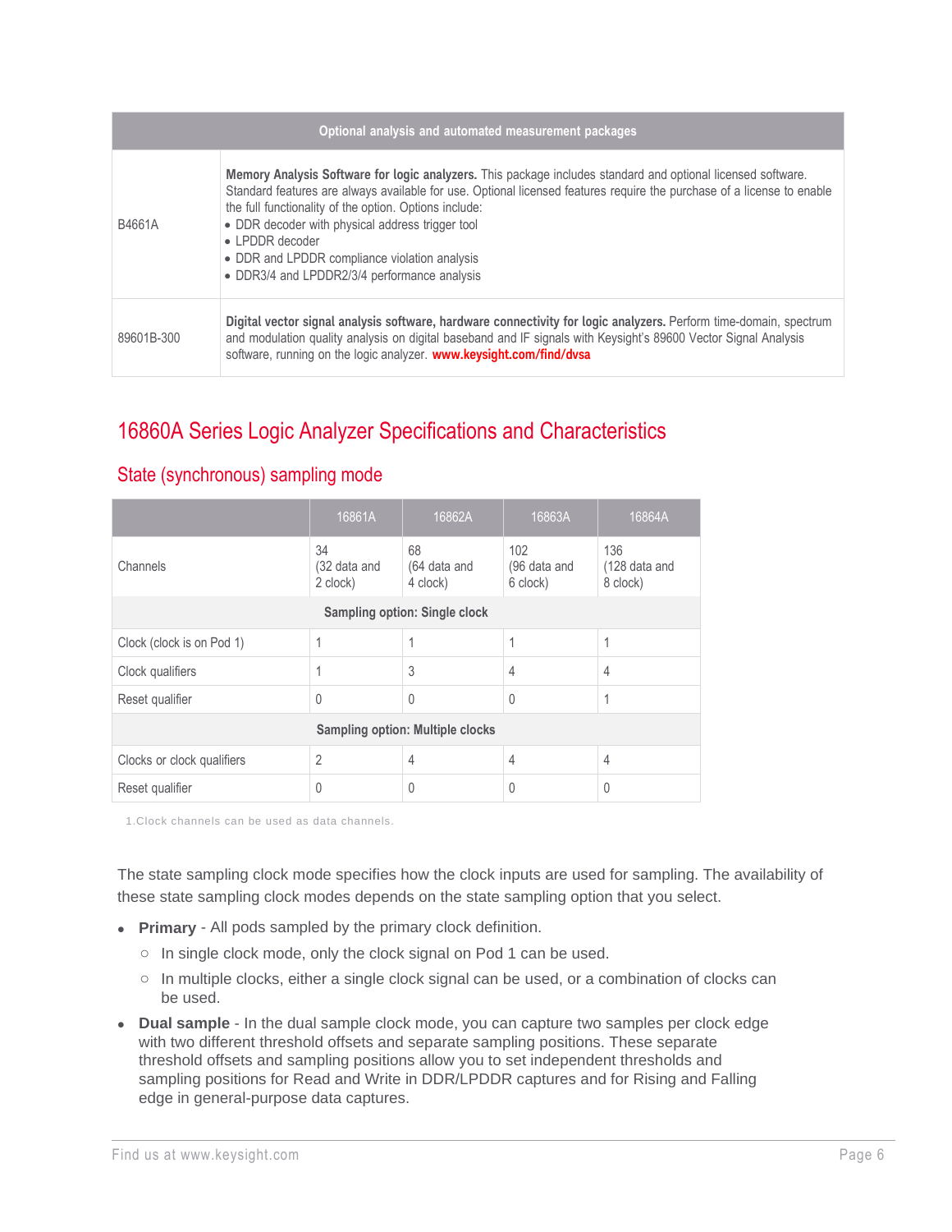| Optional analysis and automated measurement packages | |
| --- | --- |
| B4661A | **Memory Analysis Software for logic analyzers.** This package includes standard and optional licensed software. Standard features are always available for use. Optional licensed features require the purchase of a license to enable the full functionality of the option. Options include:<br>• DDR decoder with physical address trigger tool<br>• LPDDR decoder<br>• DDR and LPDDR compliance violation analysis<br>• DDR3/4 and LPDDR2/3/4 performance analysis |
| 89601B-300 | **Digital vector signal analysis software, hardware connectivity for logic analyzers.** Perform time-domain, spectrum and modulation quality analysis on digital baseband and IF signals with Keysight's 89600 Vector Signal Analysis software, running on the logic analyzer. **www.keysight.com/find/dvsa** |

## 16860A Series Logic Analyzer Specifications and Characteristics

### State (synchronous) sampling mode

| | 16861A | 16862A | 16863A | 16864A |
| --- | --- | --- | --- | --- |
| Channels | 34 (32 data and 2 clock) | 68 (64 data and 4 clock) | 102 (96 data and 6 clock) | 136 (128 data and 8 clock) |
| **Sampling option: Single clock** | | | | |
| Clock (clock is on Pod 1) | 1 | 1 | 1 | 1 |
| Clock qualifiers | 1 | 3 | 4 | 4 |
| Reset qualifier | 0 | 0 | 0 | 1 |
| **Sampling option: Multiple clocks** | | | | |
| Clocks or clock qualifiers | 2 | 4 | 4 | 4 |
| Reset qualifier | 0 | 0 | 0 | 0 |

1.Clock channels can be used as data channels.

The state sampling clock mode specifies how the clock inputs are used for sampling. The availability of these state sampling clock modes depends on the state sampling option that you select.

- **Primary** - All pods sampled by the primary clock definition.
  - In single clock mode, only the clock signal on Pod 1 can be used.
  - In multiple clocks, either a single clock signal can be used, or a combination of clocks can be used.
- **Dual sample** - In the dual sample clock mode, you can capture two samples per clock edge with two different threshold offsets and separate sampling positions. These separate threshold offsets and sampling positions allow you to set independent thresholds and sampling positions for Read and Write in DDR/LPDDR captures and for Rising and Falling edge in general-purpose data captures.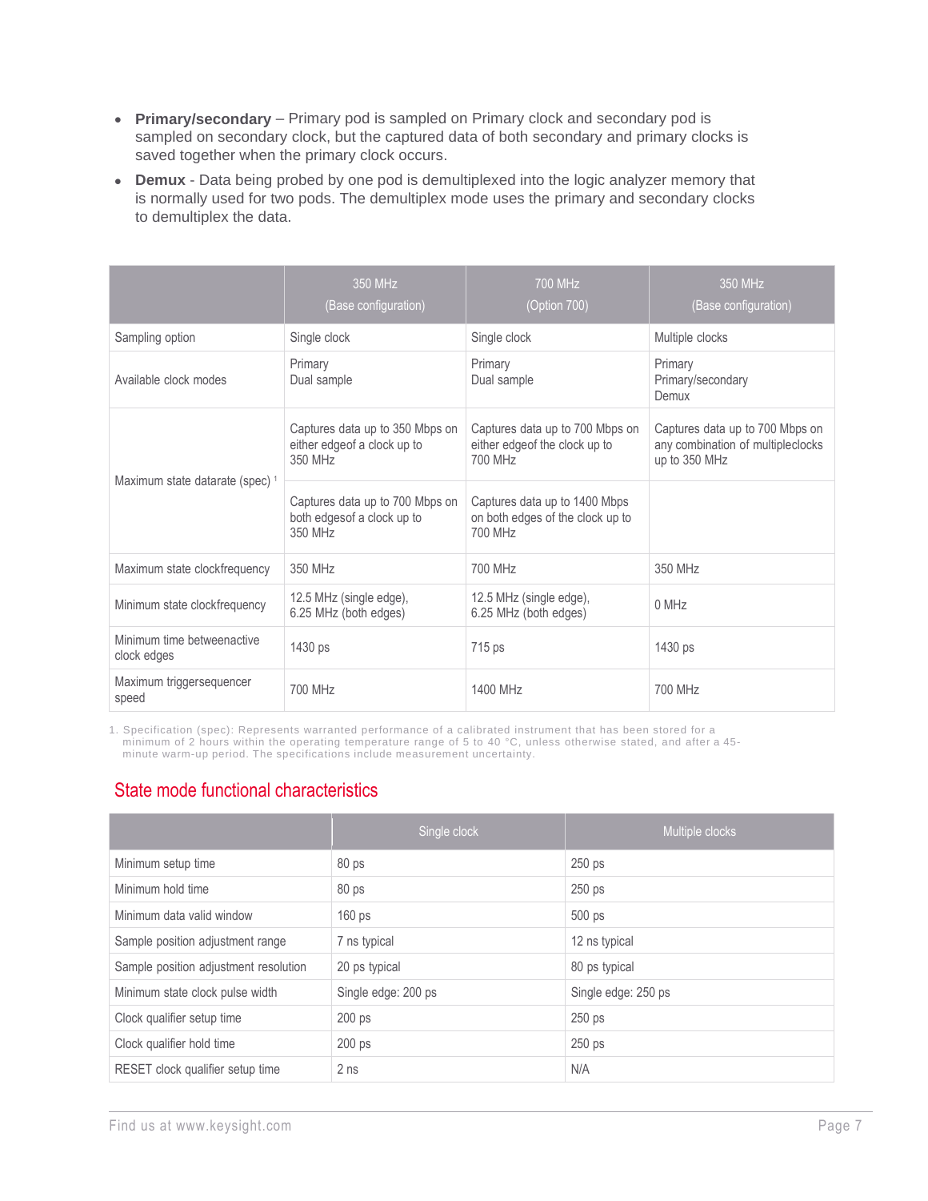- **Primary/secondary** – Primary pod is sampled on Primary clock and secondary pod is sampled on secondary clock, but the captured data of both secondary and primary clocks is saved together when the primary clock occurs.
- **Demux** - Data being probed by one pod is demultiplexed into the logic analyzer memory that is normally used for two pods. The demultiplex mode uses the primary and secondary clocks to demultiplex the data.

| | 350 MHz (Base configuration) | 700 MHz (Option 700) | 350 MHz (Base configuration) |
|---|---|---|---|
| Sampling option | Single clock | Single clock | Multiple clocks |
| Available clock modes | Primary<br>Dual sample | Primary<br>Dual sample | Primary<br>Primary/secondary<br>Demux |
| Maximum state datarate (spec) [1] | Captures data up to 350 Mbps on either edgeof a clock up to 350 MHz | Captures data up to 700 Mbps on either edgeof the clock up to 700 MHz | Captures data up to 700 Mbps on any combination of multipleclocks up to 350 MHz |
| | Captures data up to 700 Mbps on both edgesof a clock up to 350 MHz | Captures data up to 1400 Mbps on both edges of the clock up to 700 MHz | |
| Maximum state clockfrequency | 350 MHz | 700 MHz | 350 MHz |
| Minimum state clockfrequency | 12.5 MHz (single edge),<br>6.25 MHz (both edges) | 12.5 MHz (single edge),<br>6.25 MHz (both edges) | 0 MHz |
| Minimum time betweenactive clock edges | 1430 ps | 715 ps | 1430 ps |
| Maximum triggersequencer speed | 700 MHz | 1400 MHz | 700 MHz |

1. Specification (spec): Represents warranted performance of a calibrated instrument that has been stored for a minimum of 2 hours within the operating temperature range of 5 to 40 °C, unless otherwise stated, and after a 45-minute warm-up period. The specifications include measurement uncertainty.

## State mode functional characteristics

| | Single clock | Multiple clocks |
|---|---|---|
| Minimum setup time | 80 ps | 250 ps |
| Minimum hold time | 80 ps | 250 ps |
| Minimum data valid window | 160 ps | 500 ps |
| Sample position adjustment range | 7 ns typical | 12 ns typical |
| Sample position adjustment resolution | 20 ps typical | 80 ps typical |
| Minimum state clock pulse width | Single edge: 200 ps | Single edge: 250 ps |
| Clock qualifier setup time | 200 ps | 250 ps |
| Clock qualifier hold time | 200 ps | 250 ps |
| RESET clock qualifier setup time | 2 ns | N/A |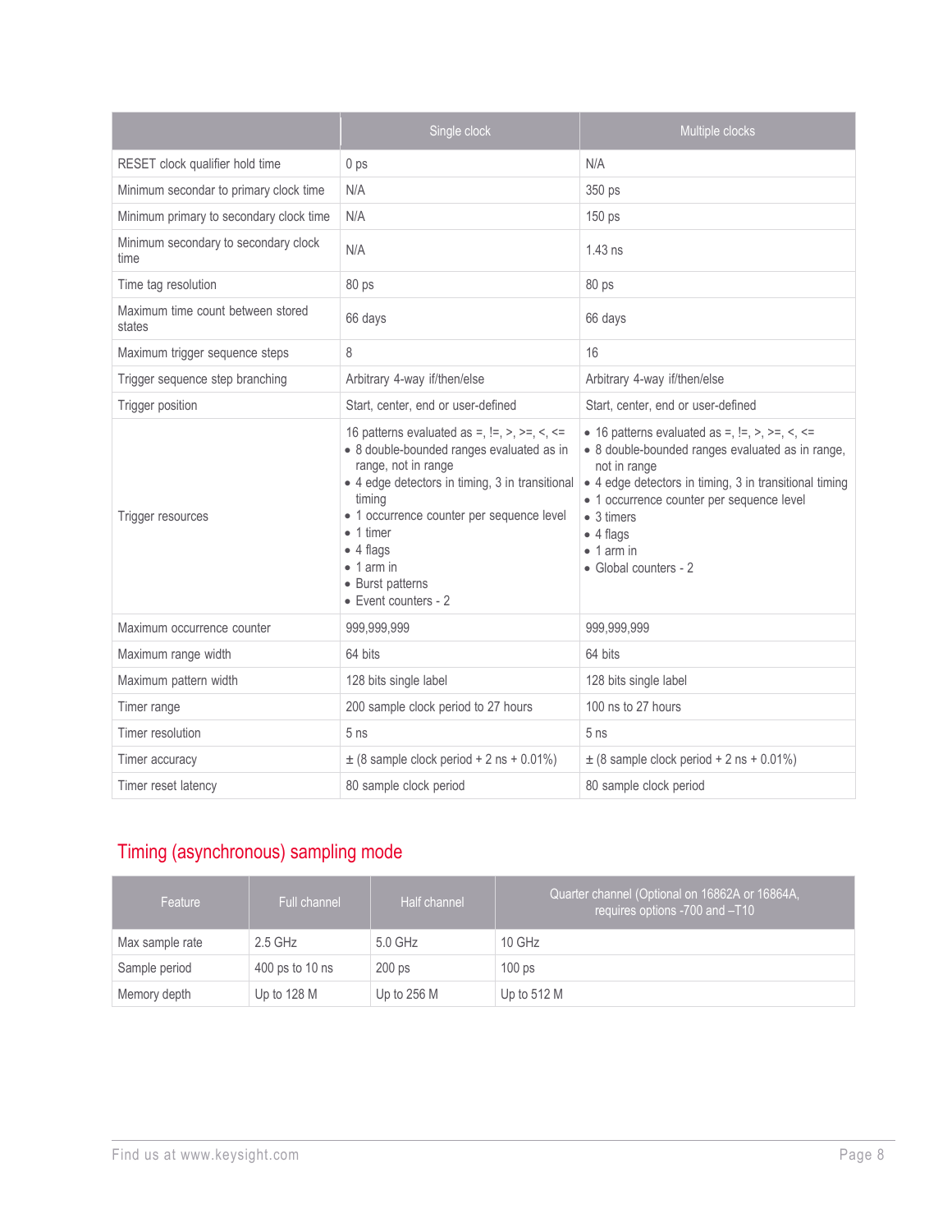| | Single clock | Multiple clocks |
|---|---|---|
| RESET clock qualifier hold time | 0 ps | N/A |
| Minimum secondar to primary clock time | N/A | 350 ps |
| Minimum primary to secondary clock time | N/A | 150 ps |
| Minimum secondary to secondary clock time | N/A | 1.43 ns |
| Time tag resolution | 80 ps | 80 ps |
| Maximum time count between stored states | 66 days | 66 days |
| Maximum trigger sequence steps | 8 | 16 |
| Trigger sequence step branching | Arbitrary 4-way if/then/else | Arbitrary 4-way if/then/else |
| Trigger position | Start, center, end or user-defined | Start, center, end or user-defined |
| Trigger resources | 16 patterns evaluated as =, !=, >, >=, <, <= <br>• 8 double-bounded ranges evaluated as in range, not in range <br>• 4 edge detectors in timing, 3 in transitional timing <br>• 1 occurrence counter per sequence level <br>• 1 timer <br>• 4 flags <br>• 1 arm in <br>• Burst patterns <br>• Event counters - 2 | • 16 patterns evaluated as =, !=, >, >=, <, <= <br>• 8 double-bounded ranges evaluated as in range, not in range <br>• 4 edge detectors in timing, 3 in transitional timing <br>• 1 occurrence counter per sequence level <br>• 3 timers <br>• 4 flags <br>• 1 arm in <br>• Global counters - 2 |
| Maximum occurrence counter | 999,999,999 | 999,999,999 |
| Maximum range width | 64 bits | 64 bits |
| Maximum pattern width | 128 bits single label | 128 bits single label |
| Timer range | 200 sample clock period to 27 hours | 100 ns to 27 hours |
| Timer resolution | 5 ns | 5 ns |
| Timer accuracy | ± (8 sample clock period + 2 ns + 0.01%) | ± (8 sample clock period + 2 ns + 0.01%) |
| Timer reset latency | 80 sample clock period | 80 sample clock period |

## Timing (asynchronous) sampling mode

| Feature | Full channel | Half channel | Quarter channel (Optional on 16862A or 16864A, requires options -700 and –T10 |
|---|---|---|---|
| Max sample rate | 2.5 GHz | 5.0 GHz | 10 GHz |
| Sample period | 400 ps to 10 ns | 200 ps | 100 ps |
| Memory depth | Up to 128 M | Up to 256 M | Up to 512 M |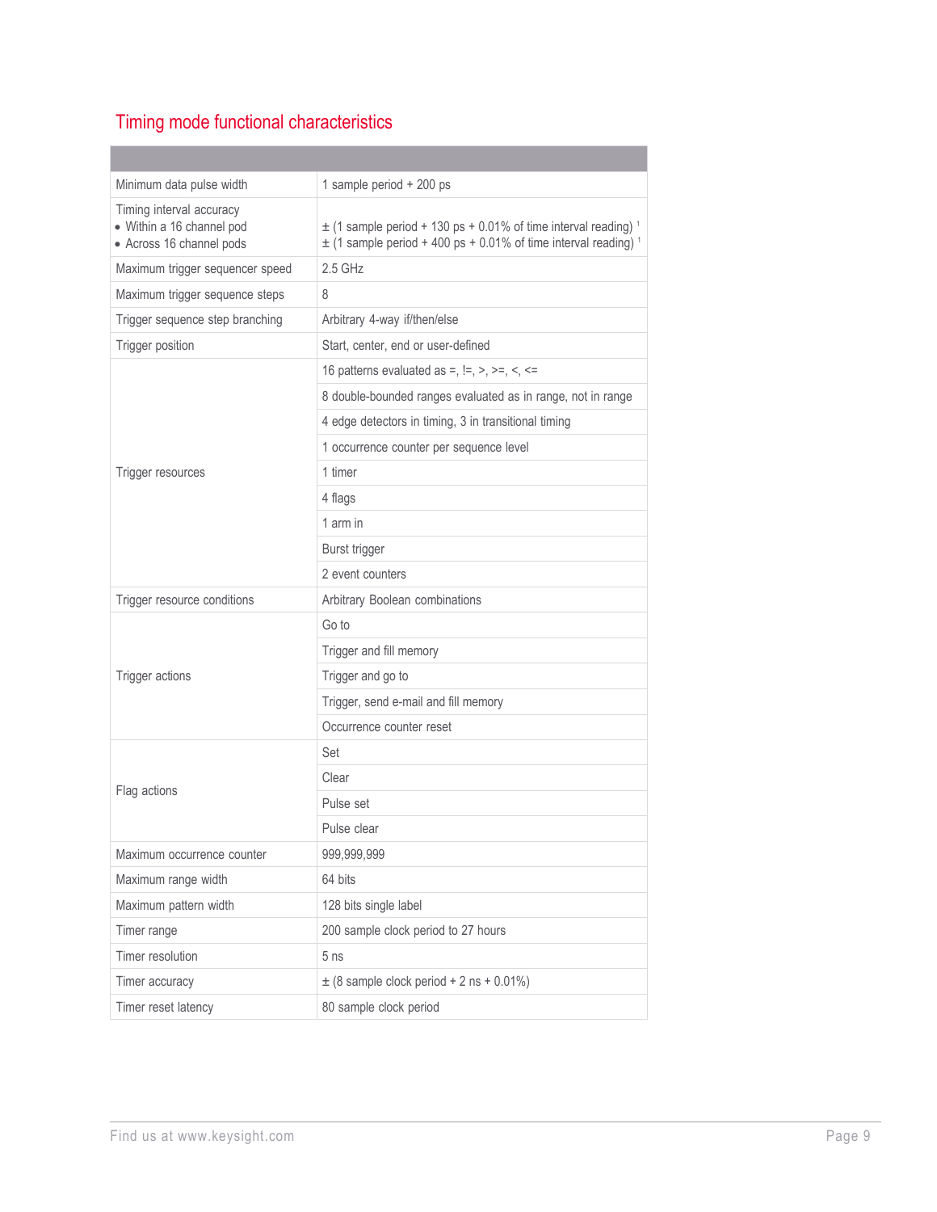## Timing mode functional characteristics

| | |
|---|---|
| Minimum data pulse width | 1 sample period + 200 ps |
| Timing interval accuracy<br>• Within a 16 channel pod<br>• Across 16 channel pods | <br>± (1 sample period + 130 ps + 0.01% of time interval reading) [1]<br>± (1 sample period + 400 ps + 0.01% of time interval reading) [1] |
| Maximum trigger sequencer speed | 2.5 GHz |
| Maximum trigger sequence steps | 8 |
| Trigger sequence step branching | Arbitrary 4-way if/then/else |
| Trigger position | Start, center, end or user-defined |
| Trigger resources | 16 patterns evaluated as =, !=, >, >=, <, <= |
| | 8 double-bounded ranges evaluated as in range, not in range |
| | 4 edge detectors in timing, 3 in transitional timing |
| | 1 occurrence counter per sequence level |
| | 1 timer |
| | 4 flags |
| | 1 arm in |
| | Burst trigger |
| | 2 event counters |
| Trigger resource conditions | Arbitrary Boolean combinations |
| Trigger actions | Go to |
| | Trigger and fill memory |
| | Trigger and go to |
| | Trigger, send e-mail and fill memory |
| | Occurrence counter reset |
| Flag actions | Set |
| | Clear |
| | Pulse set |
| | Pulse clear |
| Maximum occurrence counter | 999,999,999 |
| Maximum range width | 64 bits |
| Maximum pattern width | 128 bits single label |
| Timer range | 200 sample clock period to 27 hours |
| Timer resolution | 5 ns |
| Timer accuracy | ± (8 sample clock period + 2 ns + 0.01%) |
| Timer reset latency | 80 sample clock period |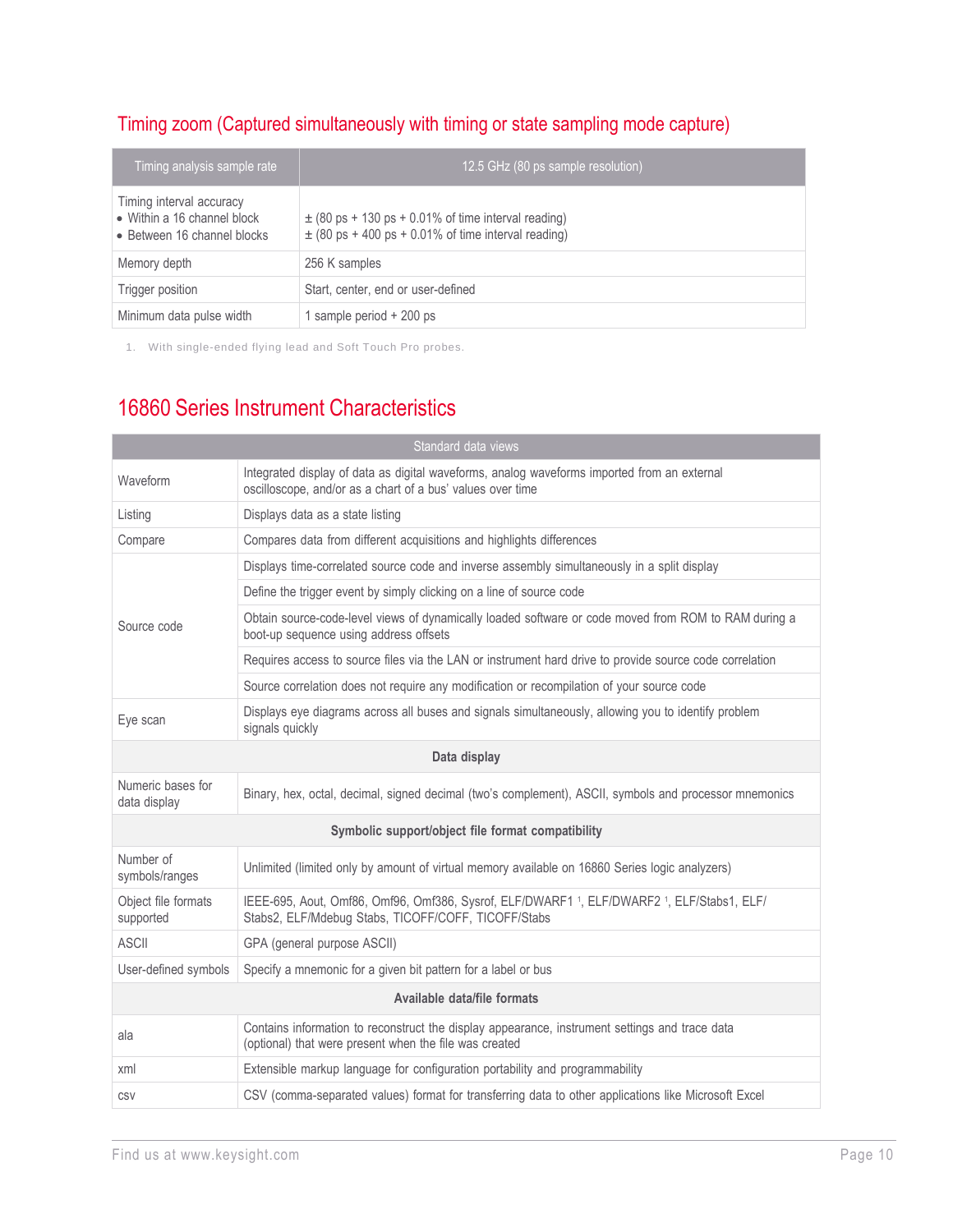## Timing zoom (Captured simultaneously with timing or state sampling mode capture)

| Timing analysis sample rate | 12.5 GHz (80 ps sample resolution) |
|---|---|
| Timing interval accuracy<br>• Within a 16 channel block<br>• Between 16 channel blocks | <br>± (80 ps + 130 ps + 0.01% of time interval reading)<br>± (80 ps + 400 ps + 0.01% of time interval reading) |
| Memory depth | 256 K samples |
| Trigger position | Start, center, end or user-defined |
| Minimum data pulse width | 1 sample period + 200 ps |

1. With single-ended flying lead and Soft Touch Pro probes.

## 16860 Series Instrument Characteristics

| Standard data views | |
|---|---|
| Waveform | Integrated display of data as digital waveforms, analog waveforms imported from an external oscilloscope, and/or as a chart of a bus' values over time |
| Listing | Displays data as a state listing |
| Compare | Compares data from different acquisitions and highlights differences |
| Source code | Displays time-correlated source code and inverse assembly simultaneously in a split display |
| | Define the trigger event by simply clicking on a line of source code |
| | Obtain source-code-level views of dynamically loaded software or code moved from ROM to RAM during a boot-up sequence using address offsets |
| | Requires access to source files via the LAN or instrument hard drive to provide source code correlation |
| | Source correlation does not require any modification or recompilation of your source code |
| Eye scan | Displays eye diagrams across all buses and signals simultaneously, allowing you to identify problem signals quickly |
| **Data display** | |
| Numeric bases for data display | Binary, hex, octal, decimal, signed decimal (two's complement), ASCII, symbols and processor mnemonics |
| **Symbolic support/object file format compatibility** | |
| Number of symbols/ranges | Unlimited (limited only by amount of virtual memory available on 16860 Series logic analyzers) |
| Object file formats supported | IEEE-695, Aout, Omf86, Omf96, Omf386, Sysrof, ELF/DWARF1 [1], ELF/DWARF2 [1], ELF/Stabs1, ELF/Stabs2, ELF/Mdebug Stabs, TICOFF/COFF, TICOFF/Stabs |
| ASCII | GPA (general purpose ASCII) |
| User-defined symbols | Specify a mnemonic for a given bit pattern for a label or bus |
| **Available data/file formats** | |
| ala | Contains information to reconstruct the display appearance, instrument settings and trace data (optional) that were present when the file was created |
| xml | Extensible markup language for configuration portability and programmability |
| csv | CSV (comma-separated values) format for transferring data to other applications like Microsoft Excel |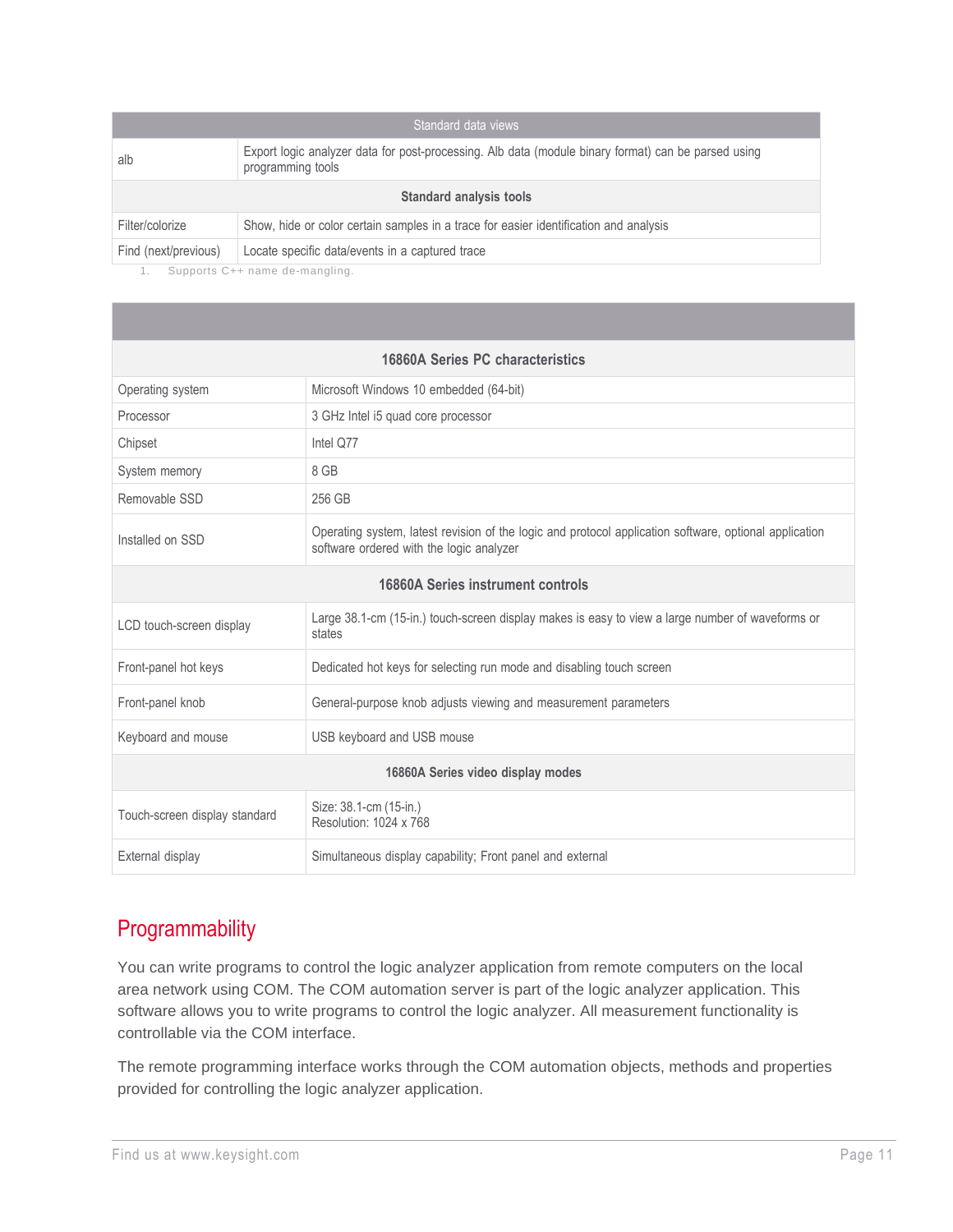| Standard data views | |
|---|---|
| alb | Export logic analyzer data for post-processing. Alb data (module binary format) can be parsed using programming tools |
| **Standard analysis tools** | |
| Filter/colorize | Show, hide or color certain samples in a trace for easier identification and analysis |
| Find (next/previous) | Locate specific data/events in a captured trace |

1. Supports C++ name de-mangling.

| | |
|---|---|
| **16860A Series PC characteristics** | |
| Operating system | Microsoft Windows 10 embedded (64-bit) |
| Processor | 3 GHz Intel i5 quad core processor |
| Chipset | Intel Q77 |
| System memory | 8 GB |
| Removable SSD | 256 GB |
| Installed on SSD | Operating system, latest revision of the logic and protocol application software, optional application software ordered with the logic analyzer |
| **16860A Series instrument controls** | |
| LCD touch-screen display | Large 38.1-cm (15-in.) touch-screen display makes is easy to view a large number of waveforms or states |
| Front-panel hot keys | Dedicated hot keys for selecting run mode and disabling touch screen |
| Front-panel knob | General-purpose knob adjusts viewing and measurement parameters |
| Keyboard and mouse | USB keyboard and USB mouse |
| **16860A Series video display modes** | |
| Touch-screen display standard | Size: 38.1-cm (15-in.)<br>Resolution: 1024 x 768 |
| External display | Simultaneous display capability; Front panel and external |

## Programmability

You can write programs to control the logic analyzer application from remote computers on the local area network using COM. The COM automation server is part of the logic analyzer application. This software allows you to write programs to control the logic analyzer. All measurement functionality is controllable via the COM interface.

The remote programming interface works through the COM automation objects, methods and properties provided for controlling the logic analyzer application.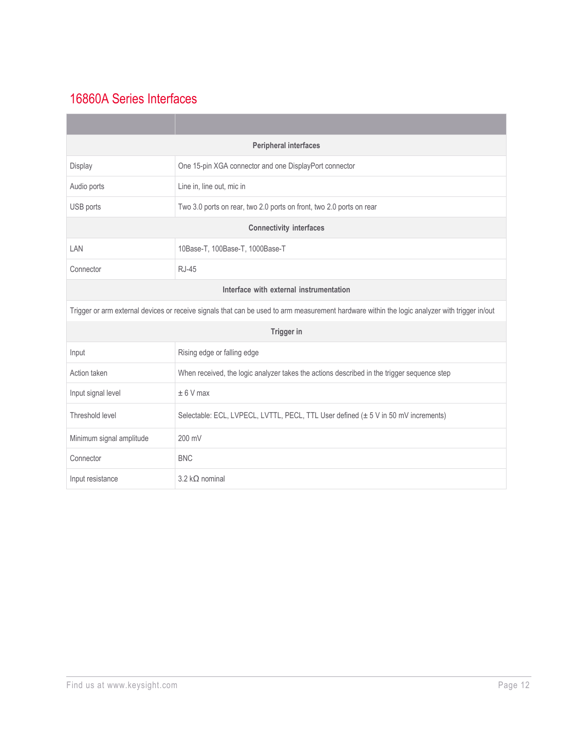## 16860A Series Interfaces

| | |
|---|---|
| **Peripheral interfaces** | |
| Display | One 15-pin XGA connector and one DisplayPort connector |
| Audio ports | Line in, line out, mic in |
| USB ports | Two 3.0 ports on rear, two 2.0 ports on front, two 2.0 ports on rear |
| **Connectivity interfaces** | |
| LAN | 10Base-T, 100Base-T, 1000Base-T |
| Connector | RJ-45 |
| **Interface with external instrumentation** | |
| Trigger or arm external devices or receive signals that can be used to arm measurement hardware within the logic analyzer with trigger in/out | |
| **Trigger in** | |
| Input | Rising edge or falling edge |
| Action taken | When received, the logic analyzer takes the actions described in the trigger sequence step |
| Input signal level | ± 6 V max |
| Threshold level | Selectable: ECL, LVPECL, LVTTL, PECL, TTL User defined (± 5 V in 50 mV increments) |
| Minimum signal amplitude | 200 mV |
| Connector | BNC |
| Input resistance | 3.2 kΩ nominal |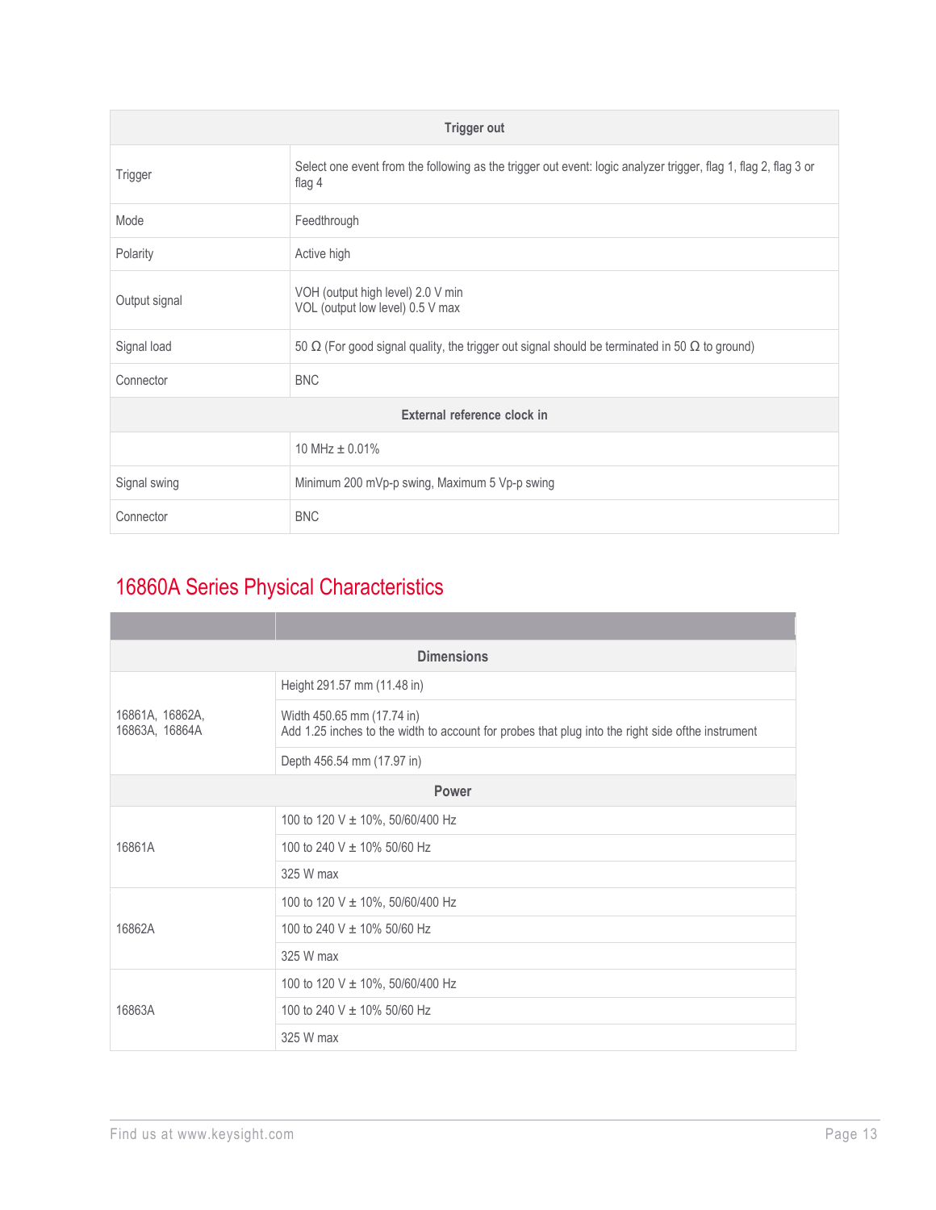| Trigger out | |
|---|---|
| Trigger | Select one event from the following as the trigger out event: logic analyzer trigger, flag 1, flag 2, flag 3 or flag 4 |
| Mode | Feedthrough |
| Polarity | Active high |
| Output signal | VOH (output high level) 2.0 V min<br>VOL (output low level) 0.5 V max |
| Signal load | 50 Ω (For good signal quality, the trigger out signal should be terminated in 50 Ω to ground) |
| Connector | BNC |
| **External reference clock in** | |
| | 10 MHz ± 0.01% |
| Signal swing | Minimum 200 mVp-p swing, Maximum 5 Vp-p swing |
| Connector | BNC |

## 16860A Series Physical Characteristics

| | |
|---|---|
| **Dimensions** | |
| 16861A, 16862A, 16863A, 16864A | Height 291.57 mm (11.48 in) |
| | Width 450.65 mm (17.74 in)<br>Add 1.25 inches to the width to account for probes that plug into the right side ofthe instrument |
| | Depth 456.54 mm (17.97 in) |
| **Power** | |
| 16861A | 100 to 120 V ± 10%, 50/60/400 Hz |
| | 100 to 240 V ± 10% 50/60 Hz |
| | 325 W max |
| 16862A | 100 to 120 V ± 10%, 50/60/400 Hz |
| | 100 to 240 V ± 10% 50/60 Hz |
| | 325 W max |
| 16863A | 100 to 120 V ± 10%, 50/60/400 Hz |
| | 100 to 240 V ± 10% 50/60 Hz |
| | 325 W max |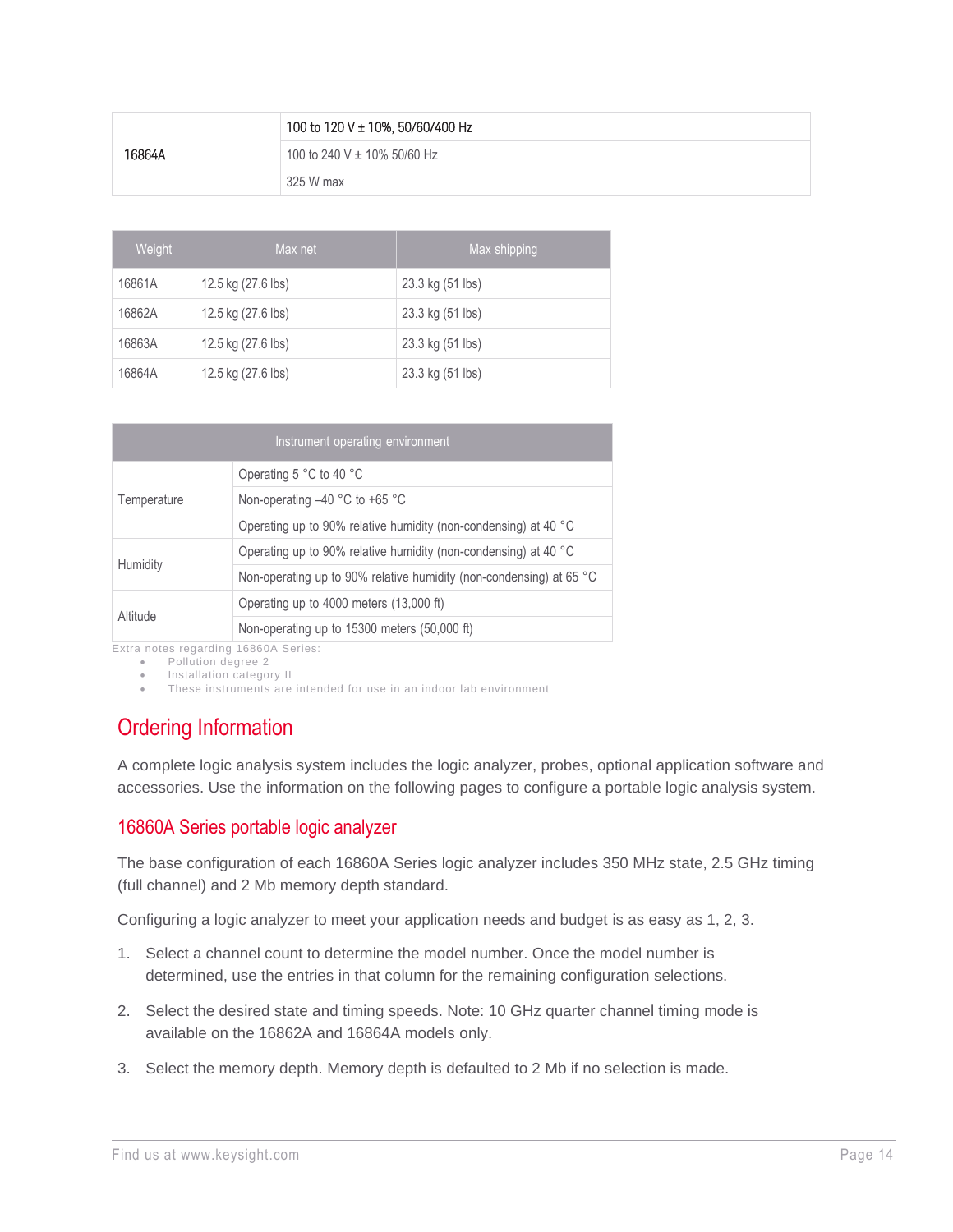| 16864A | 100 to 120 V ± 10%, 50/60/400 Hz |
|---|---|
| | 100 to 240 V ± 10% 50/60 Hz |
| | 325 W max |

| Weight | Max net | Max shipping |
|---|---|---|
| 16861A | 12.5 kg (27.6 lbs) | 23.3 kg (51 lbs) |
| 16862A | 12.5 kg (27.6 lbs) | 23.3 kg (51 lbs) |
| 16863A | 12.5 kg (27.6 lbs) | 23.3 kg (51 lbs) |
| 16864A | 12.5 kg (27.6 lbs) | 23.3 kg (51 lbs) |

| Instrument operating environment | |
|---|---|
| Temperature | Operating 5 °C to 40 °C |
| | Non-operating –40 °C to +65 °C |
| | Operating up to 90% relative humidity (non-condensing) at 40 °C |
| Humidity | Operating up to 90% relative humidity (non-condensing) at 40 °C |
| | Non-operating up to 90% relative humidity (non-condensing) at 65 °C |
| Altitude | Operating up to 4000 meters (13,000 ft) |
| | Non-operating up to 15300 meters (50,000 ft) |

Extra notes regarding 16860A Series:

- Pollution degree 2
- Installation category II
- These instruments are intended for use in an indoor lab environment

# Ordering Information

A complete logic analysis system includes the logic analyzer, probes, optional application software and accessories. Use the information on the following pages to configure a portable logic analysis system.

## 16860A Series portable logic analyzer

The base configuration of each 16860A Series logic analyzer includes 350 MHz state, 2.5 GHz timing (full channel) and 2 Mb memory depth standard.

Configuring a logic analyzer to meet your application needs and budget is as easy as 1, 2, 3.

1. Select a channel count to determine the model number. Once the model number is determined, use the entries in that column for the remaining configuration selections.
2. Select the desired state and timing speeds. Note: 10 GHz quarter channel timing mode is available on the 16862A and 16864A models only.
3. Select the memory depth. Memory depth is defaulted to 2 Mb if no selection is made.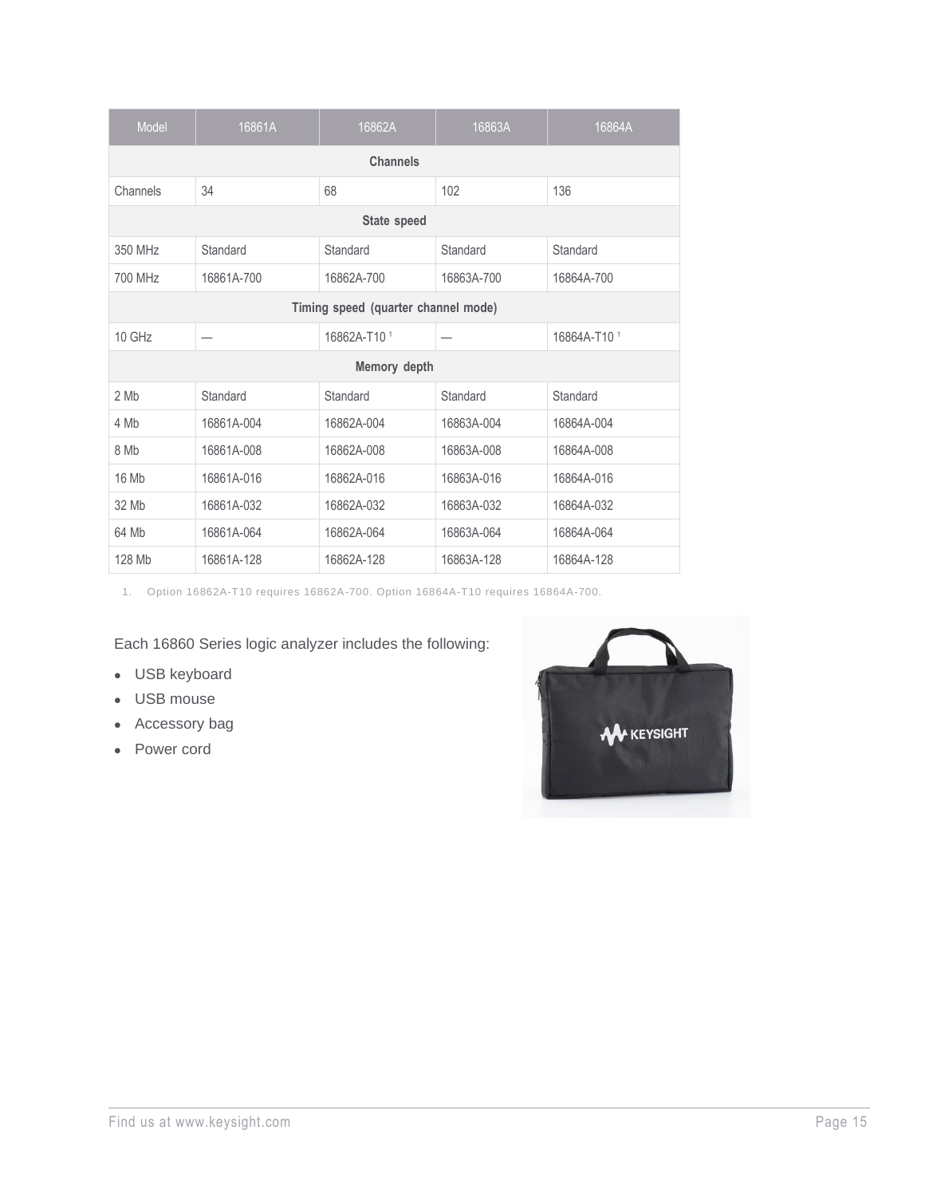| Model | 16861A | 16862A | 16863A | 16864A |
| --- | --- | --- | --- | --- |
| **Channels** | | | | |
| Channels | 34 | 68 | 102 | 136 |
| **State speed** | | | | |
| 350 MHz | Standard | Standard | Standard | Standard |
| 700 MHz | 16861A-700 | 16862A-700 | 16863A-700 | 16864A-700 |
| **Timing speed (quarter channel mode)** | | | | |
| 10 GHz | — | 16862A-T10 [1] | — | 16864A-T10 [1] |
| **Memory depth** | | | | |
| 2 Mb | Standard | Standard | Standard | Standard |
| 4 Mb | 16861A-004 | 16862A-004 | 16863A-004 | 16864A-004 |
| 8 Mb | 16861A-008 | 16862A-008 | 16863A-008 | 16864A-008 |
| 16 Mb | 16861A-016 | 16862A-016 | 16863A-016 | 16864A-016 |
| 32 Mb | 16861A-032 | 16862A-032 | 16863A-032 | 16864A-032 |
| 64 Mb | 16861A-064 | 16862A-064 | 16863A-064 | 16864A-064 |
| 128 Mb | 16861A-128 | 16862A-128 | 16863A-128 | 16864A-128 |

1. Option 16862A-T10 requires 16862A-700. Option 16864A-T10 requires 16864A-700.

Each 16860 Series logic analyzer includes the following:

- USB keyboard
- USB mouse
- Accessory bag
- Power cord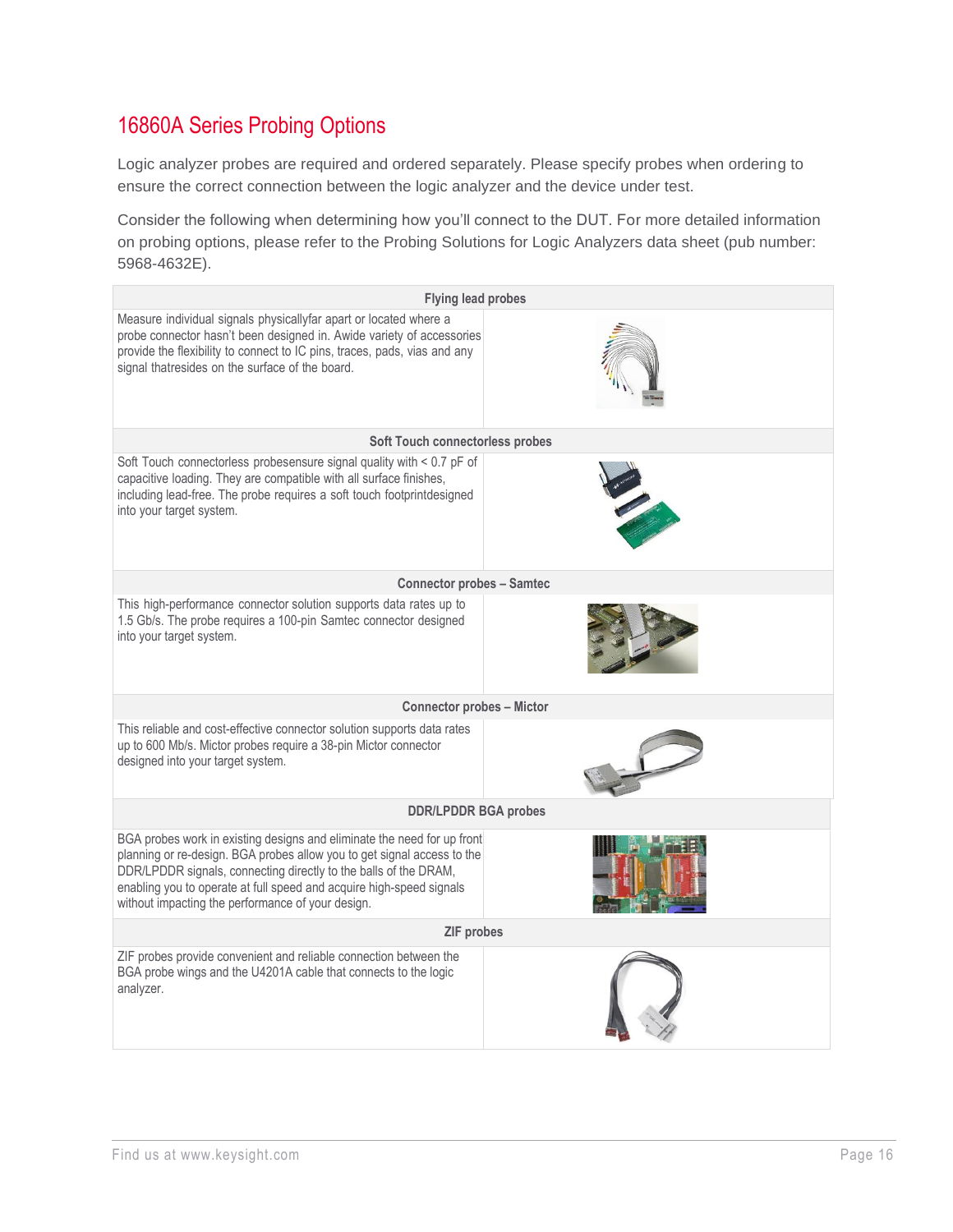## 16860A Series Probing Options

Logic analyzer probes are required and ordered separately. Please specify probes when ordering to ensure the correct connection between the logic analyzer and the device under test.

Consider the following when determining how you'll connect to the DUT. For more detailed information on probing options, please refer to the Probing Solutions for Logic Analyzers data sheet (pub number: 5968-4632E).

| Flying lead probes | |
|---|---|
| Measure individual signals physicallyfar apart or located where a probe connector hasn't been designed in. Awide variety of accessories provide the flexibility to connect to IC pins, traces, pads, vias and any signal thatresides on the surface of the board. | |
| **Soft Touch connectorless probes** | |
| Soft Touch connectorless probesensure signal quality with < 0.7 pF of capacitive loading. They are compatible with all surface finishes, including lead-free. The probe requires a soft touch footprintdesigned into your target system. | |
| **Connector probes – Samtec** | |
| This high-performance connector solution supports data rates up to 1.5 Gb/s. The probe requires a 100-pin Samtec connector designed into your target system. | |
| **Connector probes – Mictor** | |
| This reliable and cost-effective connector solution supports data rates up to 600 Mb/s. Mictor probes require a 38-pin Mictor connector designed into your target system. | |
| **DDR/LPDDR BGA probes** | |
| BGA probes work in existing designs and eliminate the need for up front planning or re-design. BGA probes allow you to get signal access to the DDR/LPDDR signals, connecting directly to the balls of the DRAM, enabling you to operate at full speed and acquire high-speed signals without impacting the performance of your design. | |
| **ZIF probes** | |
| ZIF probes provide convenient and reliable connection between the BGA probe wings and the U4201A cable that connects to the logic analyzer. | |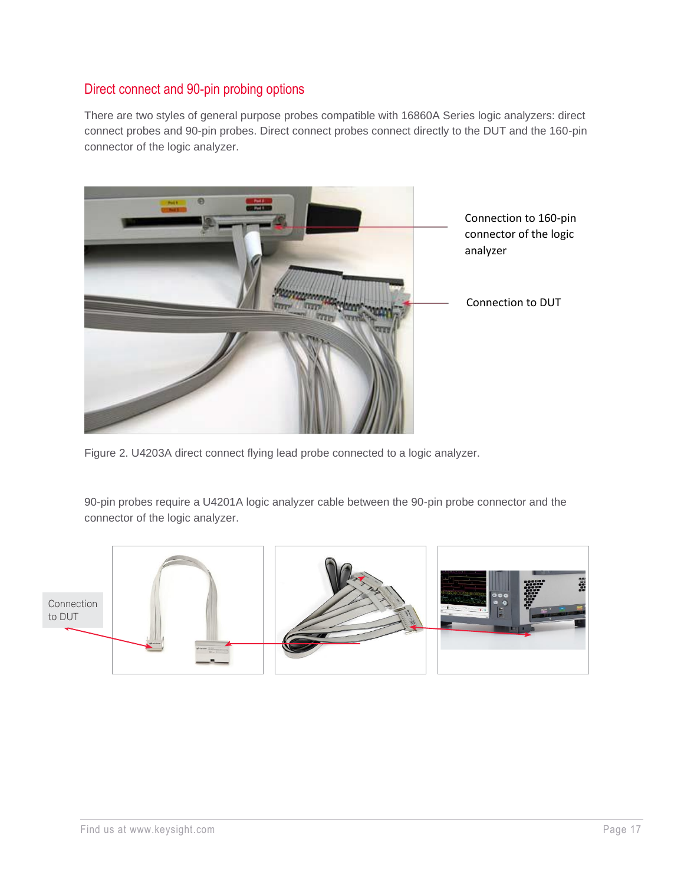## Direct connect and 90-pin probing options

There are two styles of general purpose probes compatible with 16860A Series logic analyzers: direct connect probes and 90-pin probes. Direct connect probes connect directly to the DUT and the 160-pin connector of the logic analyzer.

Connection to 160-pin connector of the logic analyzer

Connection to DUT

Figure 2. U4203A direct connect flying lead probe connected to a logic analyzer.

90-pin probes require a U4201A logic analyzer cable between the 90-pin probe connector and the connector of the logic analyzer.

Connection to DUT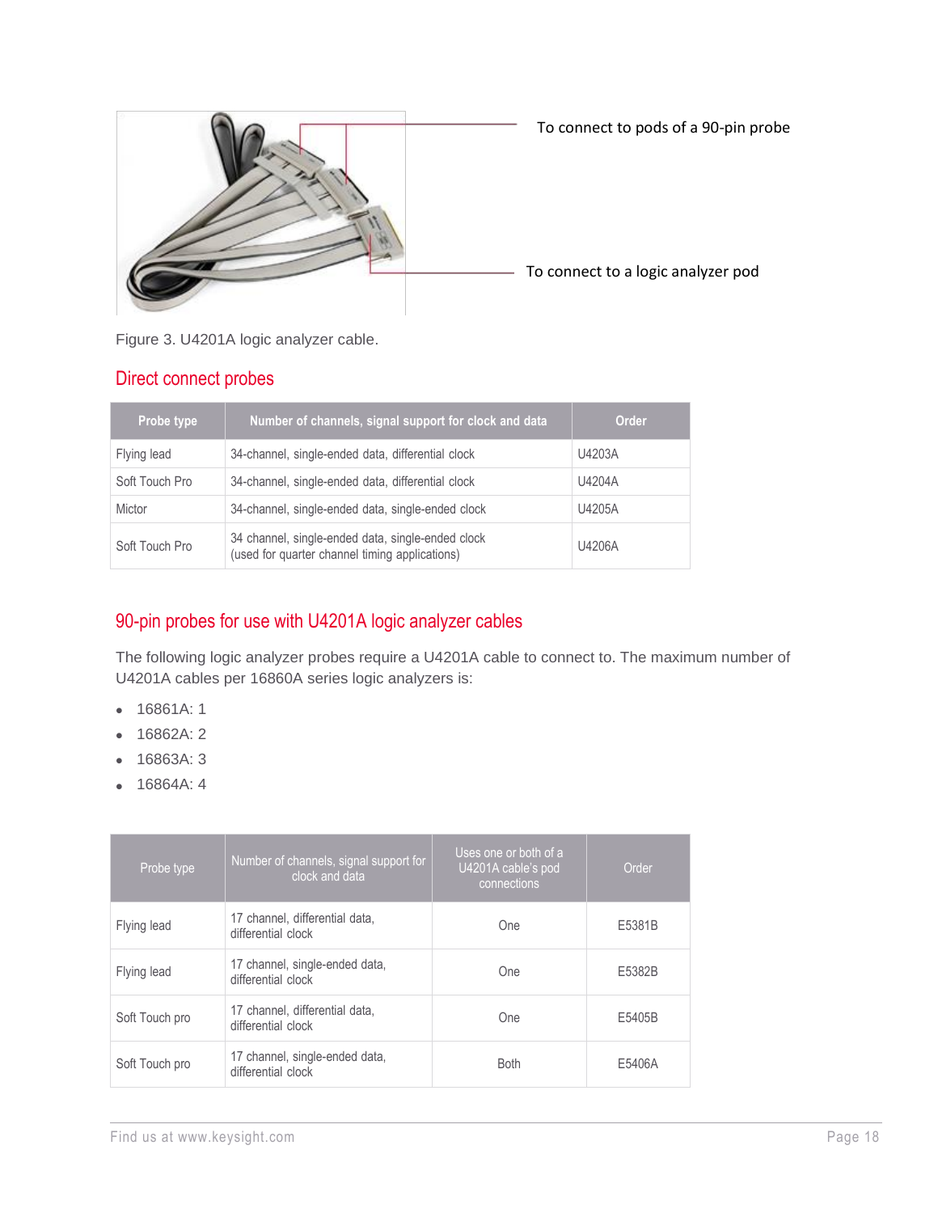To connect to pods of a 90-pin probe

To connect to a logic analyzer pod

Figure 3. U4201A logic analyzer cable.

## Direct connect probes

| Probe type | Number of channels, signal support for clock and data | Order |
|---|---|---|
| Flying lead | 34-channel, single-ended data, differential clock | U4203A |
| Soft Touch Pro | 34-channel, single-ended data, differential clock | U4204A |
| Mictor | 34-channel, single-ended data, single-ended clock | U4205A |
| Soft Touch Pro | 34 channel, single-ended data, single-ended clock (used for quarter channel timing applications) | U4206A |

## 90-pin probes for use with U4201A logic analyzer cables

The following logic analyzer probes require a U4201A cable to connect to. The maximum number of U4201A cables per 16860A series logic analyzers is:

- 16861A: 1
- 16862A: 2
- 16863A: 3
- 16864A: 4

| Probe type | Number of channels, signal support for clock and data | Uses one or both of a U4201A cable's pod connections | Order |
|---|---|---|---|
| Flying lead | 17 channel, differential data, differential clock | One | E5381B |
| Flying lead | 17 channel, single-ended data, differential clock | One | E5382B |
| Soft Touch pro | 17 channel, differential data, differential clock | One | E5405B |
| Soft Touch pro | 17 channel, single-ended data, differential clock | Both | E5406A |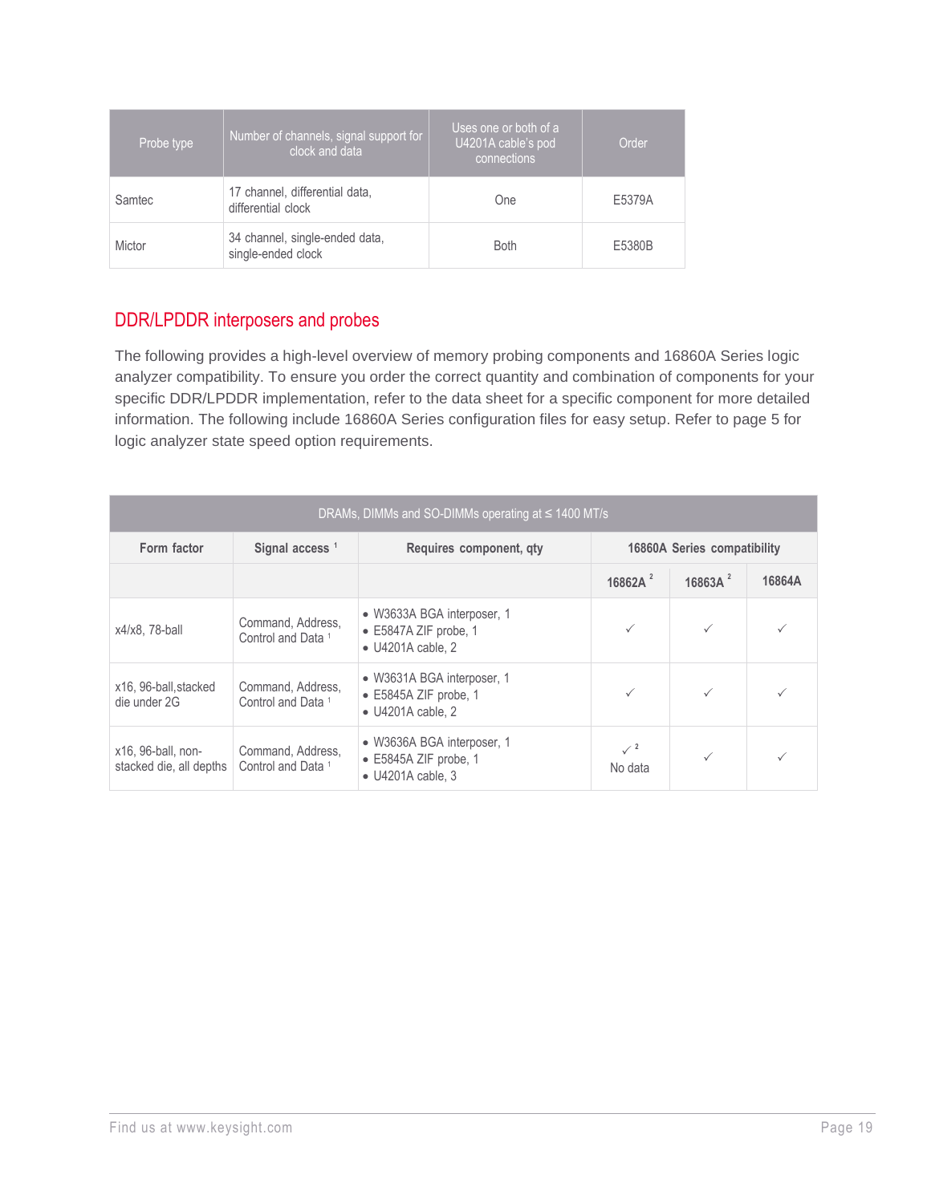| Probe type | Number of channels, signal support for clock and data | Uses one or both of a U4201A cable's pod connections | Order |
|---|---|---|---|
| Samtec | 17 channel, differential data, differential clock | One | E5379A |
| Mictor | 34 channel, single-ended data, single-ended clock | Both | E5380B |

## DDR/LPDDR interposers and probes

The following provides a high-level overview of memory probing components and 16860A Series logic analyzer compatibility. To ensure you order the correct quantity and combination of components for your specific DDR/LPDDR implementation, refer to the data sheet for a specific component for more detailed information. The following include 16860A Series configuration files for easy setup. Refer to page 5 for logic analyzer state speed option requirements.

| DRAMs, DIMMs and SO-DIMMs operating at ≤ 1400 MT/s | | | | | |
|---|---|---|---|---|---|
| **Form factor** | **Signal access** [1] | **Requires component, qty** | **16860A Series compatibility** | | |
| | | | **16862A** [2] | **16863A** [2] | **16864A** |
| x4/x8, 78-ball | Command, Address, Control and Data [1] | • W3633A BGA interposer, 1<br>• E5847A ZIF probe, 1<br>• U4201A cable, 2 | ✓ | ✓ | ✓ |
| x16, 96-ball,stacked die under 2G | Command, Address, Control and Data [1] | • W3631A BGA interposer, 1<br>• E5845A ZIF probe, 1<br>• U4201A cable, 2 | ✓ | ✓ | ✓ |
| x16, 96-ball, non-stacked die, all depths | Command, Address, Control and Data [1] | • W3636A BGA interposer, 1<br>• E5845A ZIF probe, 1<br>• U4201A cable, 3 | ✓ [2]<br>No data | ✓ | ✓ |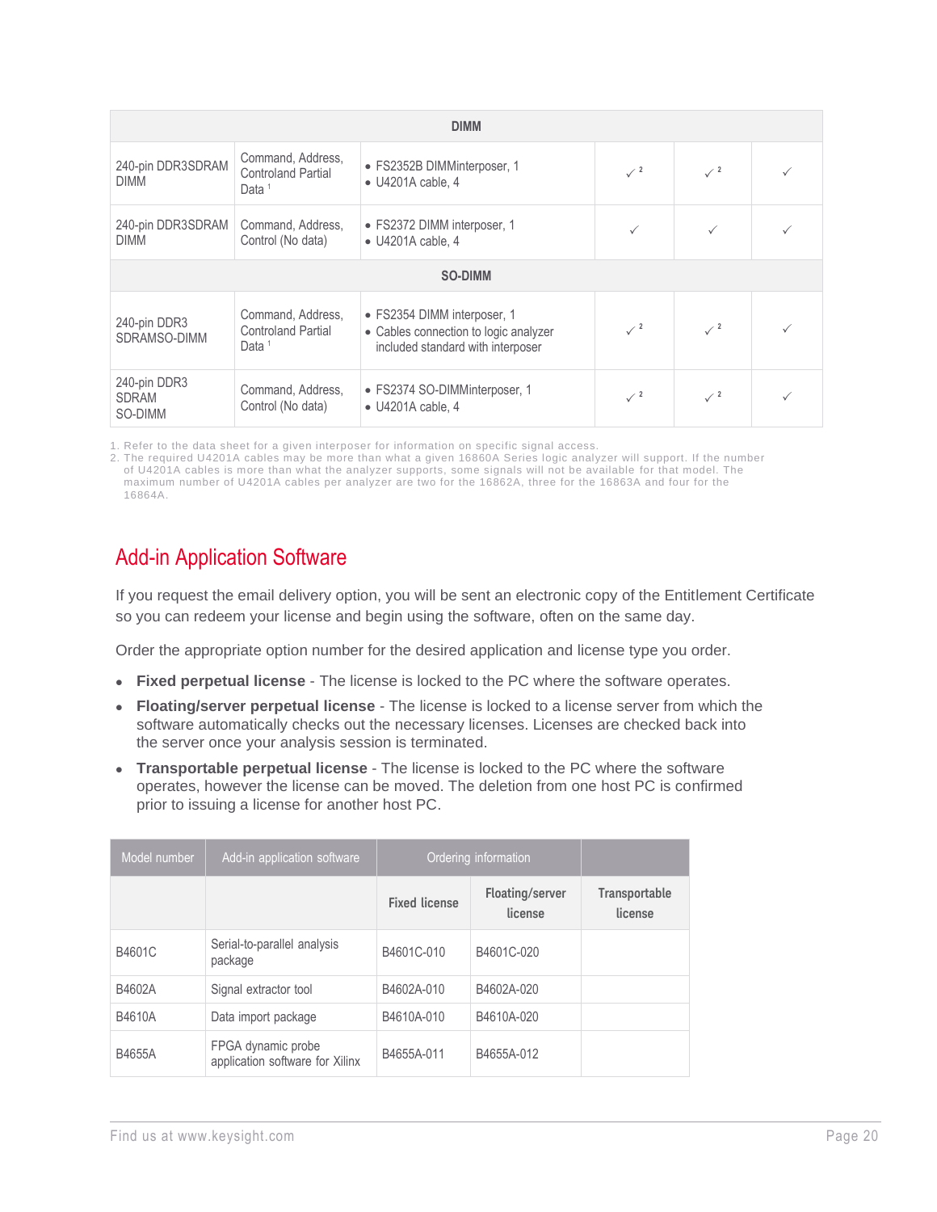| | | | | | |
|---|---|---|---|---|---|
| **DIMM** | | | | | |
| 240-pin DDR3SDRAM DIMM | Command, Address, Controland Partial Data [1] | • FS2352B DIMMinterposer, 1<br>• U4201A cable, 4 | ✓ [2] | ✓ [2] | ✓ |
| 240-pin DDR3SDRAM DIMM | Command, Address, Control (No data) | • FS2372 DIMM interposer, 1<br>• U4201A cable, 4 | ✓ | ✓ | ✓ |
| **SO-DIMM** | | | | | |
| 240-pin DDR3 SDRAMSO-DIMM | Command, Address, Controland Partial Data [1] | • FS2354 DIMM interposer, 1<br>• Cables connection to logic analyzer included standard with interposer | ✓ [2] | ✓ [2] | ✓ |
| 240-pin DDR3 SDRAM SO-DIMM | Command, Address, Control (No data) | • FS2374 SO-DIMMinterposer, 1<br>• U4201A cable, 4 | ✓ [2] | ✓ [2] | ✓ |

1. Refer to the data sheet for a given interposer for information on specific signal access.
2. The required U4201A cables may be more than what a given 16860A Series logic analyzer will support. If the number of U4201A cables is more than what the analyzer supports, some signals will not be available for that model. The maximum number of U4201A cables per analyzer are two for the 16862A, three for the 16863A and four for the 16864A.

## Add-in Application Software

If you request the email delivery option, you will be sent an electronic copy of the Entitlement Certificate so you can redeem your license and begin using the software, often on the same day.

Order the appropriate option number for the desired application and license type you order.

- **Fixed perpetual license** - The license is locked to the PC where the software operates.
- **Floating/server perpetual license** - The license is locked to a license server from which the software automatically checks out the necessary licenses. Licenses are checked back into the server once your analysis session is terminated.
- **Transportable perpetual license** - The license is locked to the PC where the software operates, however the license can be moved. The deletion from one host PC is confirmed prior to issuing a license for another host PC.

| Model number | Add-in application software | Ordering information | | |
|---|---|---|---|---|
| | | Fixed license | Floating/server license | Transportable license |
| B4601C | Serial-to-parallel analysis package | B4601C-010 | B4601C-020 | |
| B4602A | Signal extractor tool | B4602A-010 | B4602A-020 | |
| B4610A | Data import package | B4610A-010 | B4610A-020 | |
| B4655A | FPGA dynamic probe application software for Xilinx | B4655A-011 | B4655A-012 | |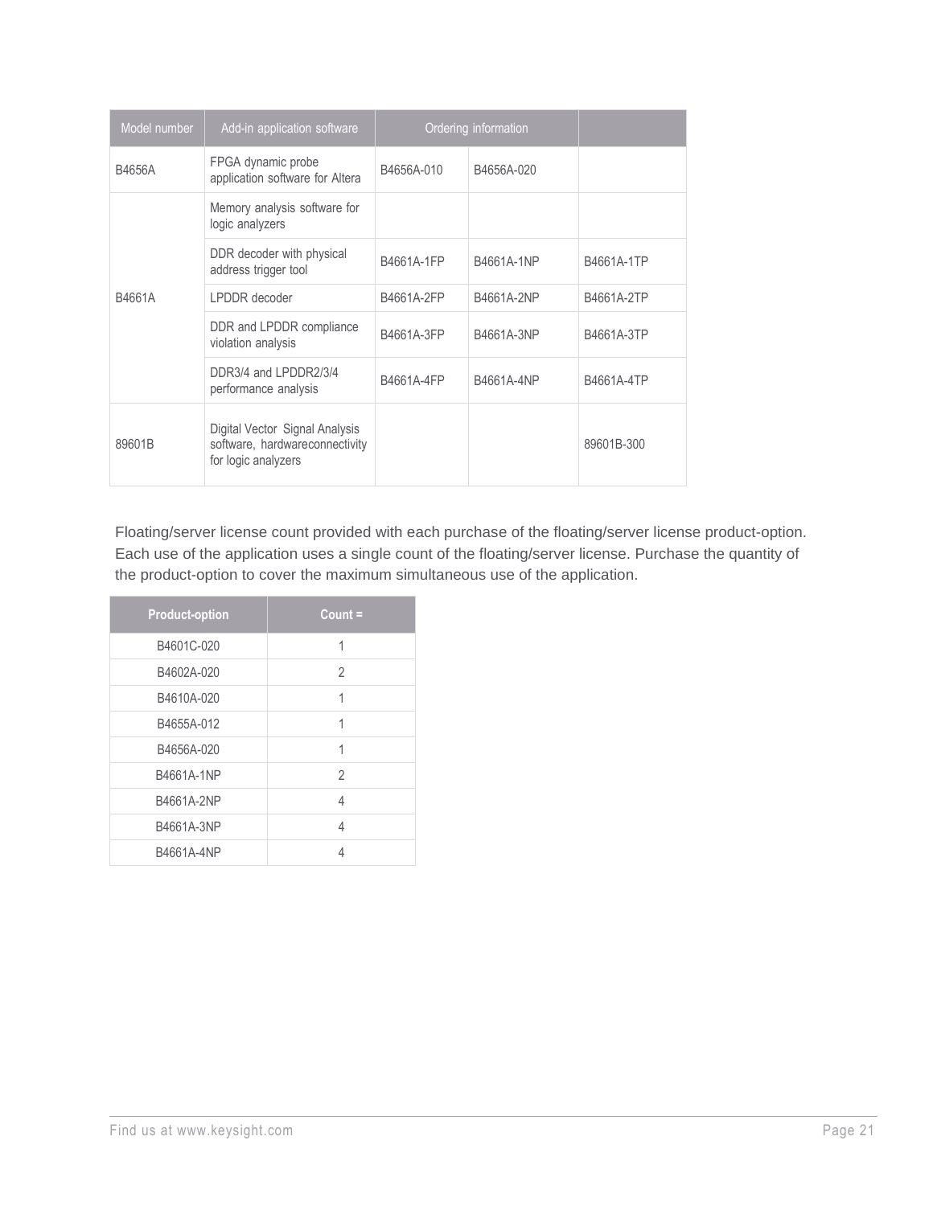| Model number | Add-in application software | Ordering information | | |
|---|---|---|---|---|
| B4656A | FPGA dynamic probe application software for Altera | B4656A-010 | B4656A-020 | |
| B4661A | Memory analysis software for logic analyzers | | | |
| | DDR decoder with physical address trigger tool | B4661A-1FP | B4661A-1NP | B4661A-1TP |
| | LPDDR decoder | B4661A-2FP | B4661A-2NP | B4661A-2TP |
| | DDR and LPDDR compliance violation analysis | B4661A-3FP | B4661A-3NP | B4661A-3TP |
| | DDR3/4 and LPDDR2/3/4 performance analysis | B4661A-4FP | B4661A-4NP | B4661A-4TP |
| 89601B | Digital Vector Signal Analysis software, hardwareconnectivity for logic analyzers | | | 89601B-300 |

Floating/server license count provided with each purchase of the floating/server license product-option. Each use of the application uses a single count of the floating/server license. Purchase the quantity of the product-option to cover the maximum simultaneous use of the application.

| Product-option | Count = |
|---|---|
| B4601C-020 | 1 |
| B4602A-020 | 2 |
| B4610A-020 | 1 |
| B4655A-012 | 1 |
| B4656A-020 | 1 |
| B4661A-1NP | 2 |
| B4661A-2NP | 4 |
| B4661A-3NP | 4 |
| B4661A-4NP | 4 |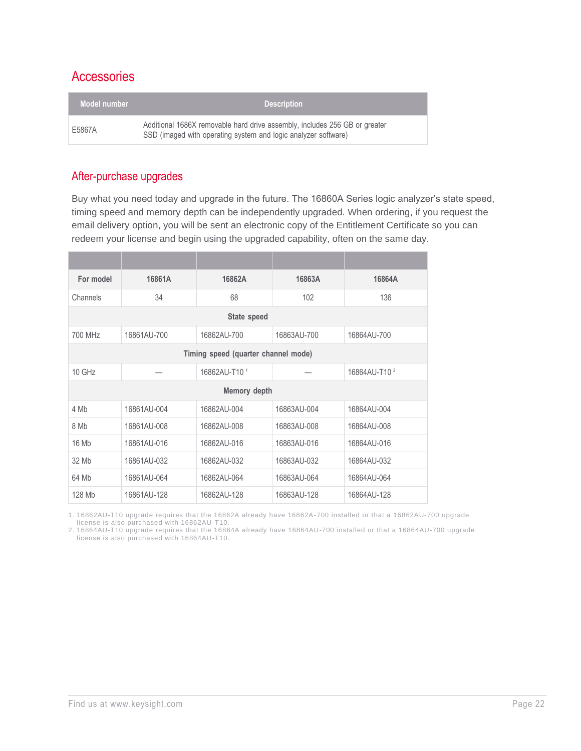## Accessories

| Model number | Description |
| --- | --- |
| E5867A | Additional 1686X removable hard drive assembly, includes 256 GB or greater SSD (imaged with operating system and logic analyzer software) |

## After-purchase upgrades

Buy what you need today and upgrade in the future. The 16860A Series logic analyzer's state speed, timing speed and memory depth can be independently upgraded. When ordering, if you request the email delivery option, you will be sent an electronic copy of the Entitlement Certificate so you can redeem your license and begin using the upgraded capability, often on the same day.

| For model | 16861A | 16862A | 16863A | 16864A |
| --- | --- | --- | --- | --- |
| Channels | 34 | 68 | 102 | 136 |
| **State speed** | | | | |
| 700 MHz | 16861AU-700 | 16862AU-700 | 16863AU-700 | 16864AU-700 |
| **Timing speed (quarter channel mode)** | | | | |
| 10 GHz | — | 16862AU-T10 [1] | — | 16864AU-T10 [2] |
| **Memory depth** | | | | |
| 4 Mb | 16861AU-004 | 16862AU-004 | 16863AU-004 | 16864AU-004 |
| 8 Mb | 16861AU-008 | 16862AU-008 | 16863AU-008 | 16864AU-008 |
| 16 Mb | 16861AU-016 | 16862AU-016 | 16863AU-016 | 16864AU-016 |
| 32 Mb | 16861AU-032 | 16862AU-032 | 16863AU-032 | 16864AU-032 |
| 64 Mb | 16861AU-064 | 16862AU-064 | 16863AU-064 | 16864AU-064 |
| 128 Mb | 16861AU-128 | 16862AU-128 | 16863AU-128 | 16864AU-128 |

1. 16862AU-T10 upgrade requires that the 16862A already have 16862A-700 installed or that a 16862AU-700 upgrade license is also purchased with 16862AU-T10.
2. 16864AU-T10 upgrade requires that the 16864A already have 16864AU-700 installed or that a 16864AU-700 upgrade license is also purchased with 16864AU-T10.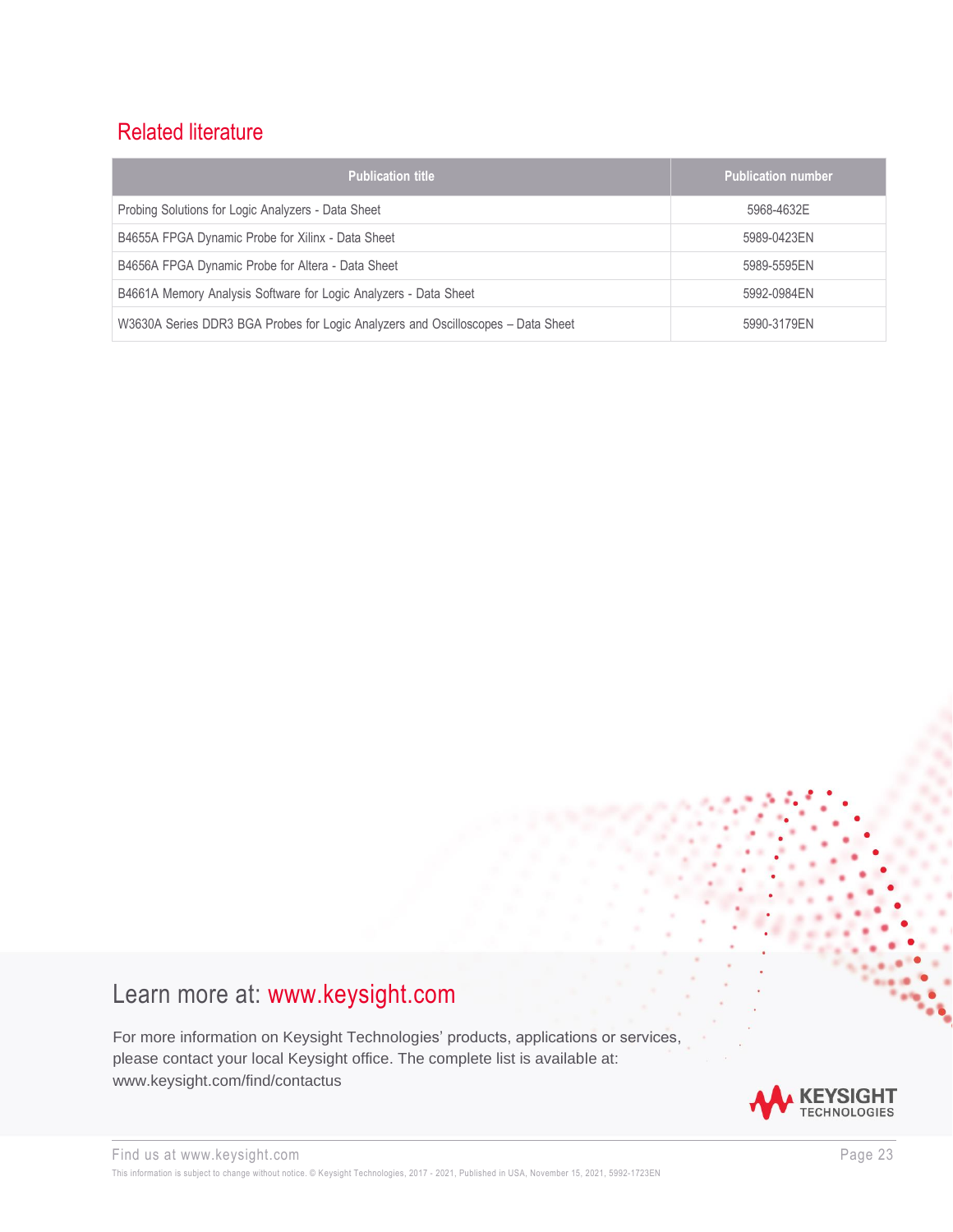## Related literature

| Publication title | Publication number |
|---|---|
| Probing Solutions for Logic Analyzers - Data Sheet | 5968-4632E |
| B4655A FPGA Dynamic Probe for Xilinx - Data Sheet | 5989-0423EN |
| B4656A FPGA Dynamic Probe for Altera - Data Sheet | 5989-5595EN |
| B4661A Memory Analysis Software for Logic Analyzers - Data Sheet | 5992-0984EN |
| W3630A Series DDR3 BGA Probes for Logic Analyzers and Oscilloscopes – Data Sheet | 5990-3179EN |

## Learn more at: www.keysight.com

For more information on Keysight Technologies' products, applications or services, please contact your local Keysight office. The complete list is available at: www.keysight.com/find/contactus

This information is subject to change without notice. © Keysight Technologies, 2017 - 2021, Published in USA, November 15, 2021, 5992-1723EN